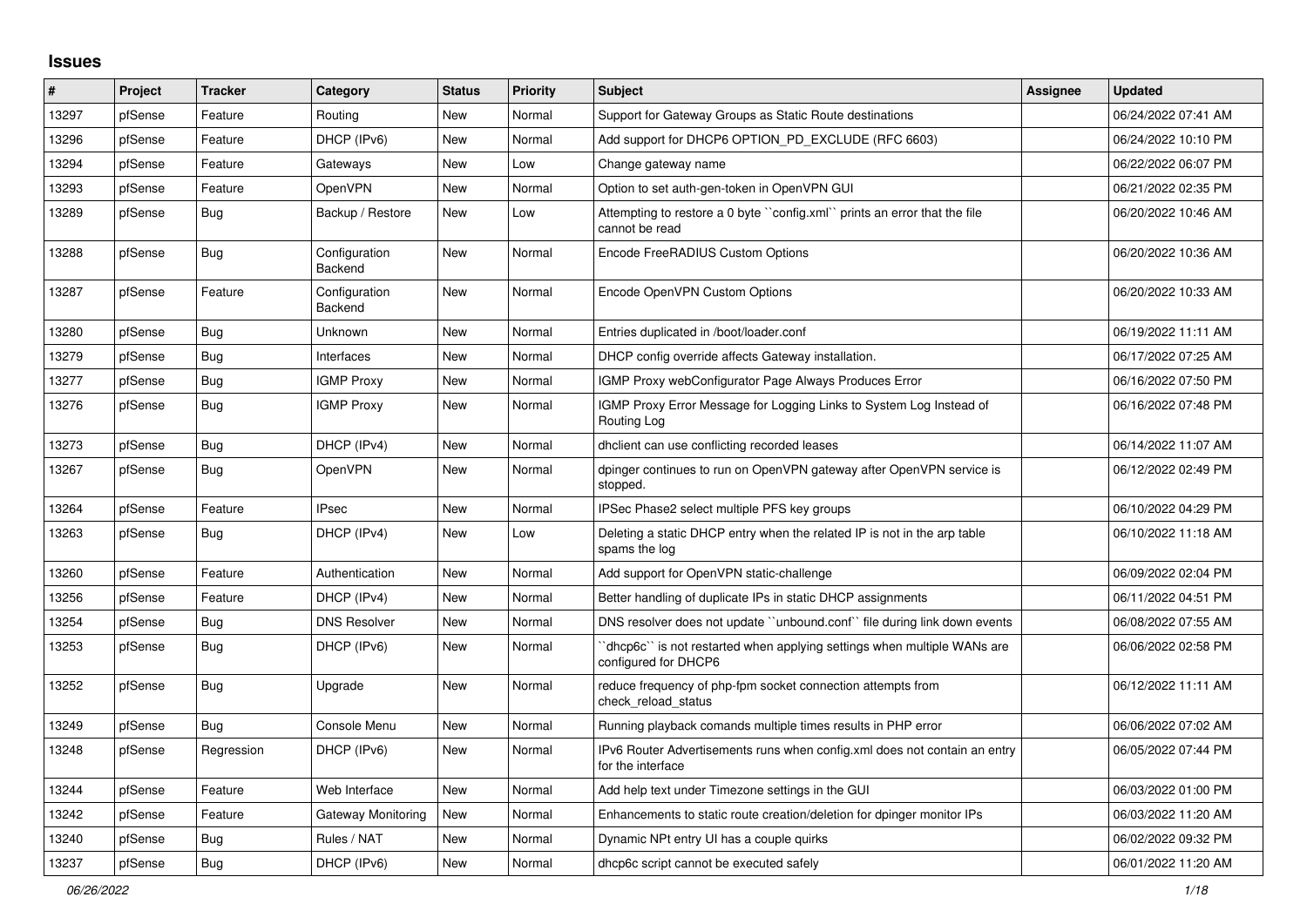## Issues

| # | Project | Tracker | Category | Status | Priority | Subject | Assignee | Updated |
|---|---|---|---|---|---|---|---|---|
| 13297 | pfSense | Feature | Routing | New | Normal | Support for Gateway Groups as Static Route destinations | | 06/24/2022 07:41 AM |
| 13296 | pfSense | Feature | DHCP (IPv6) | New | Normal | Add support for DHCP6 OPTION_PD_EXCLUDE (RFC 6603) | | 06/24/2022 10:10 PM |
| 13294 | pfSense | Feature | Gateways | New | Low | Change gateway name | | 06/22/2022 06:07 PM |
| 13293 | pfSense | Feature | OpenVPN | New | Normal | Option to set auth-gen-token in OpenVPN GUI | | 06/21/2022 02:35 PM |
| 13289 | pfSense | Bug | Backup / Restore | New | Low | Attempting to restore a 0 byte ``config.xml`` prints an error that the file cannot be read | | 06/20/2022 10:46 AM |
| 13288 | pfSense | Bug | Configuration Backend | New | Normal | Encode FreeRADIUS Custom Options | | 06/20/2022 10:36 AM |
| 13287 | pfSense | Feature | Configuration Backend | New | Normal | Encode OpenVPN Custom Options | | 06/20/2022 10:33 AM |
| 13280 | pfSense | Bug | Unknown | New | Normal | Entries duplicated in /boot/loader.conf | | 06/19/2022 11:11 AM |
| 13279 | pfSense | Bug | Interfaces | New | Normal | DHCP config override affects Gateway installation. | | 06/17/2022 07:25 AM |
| 13277 | pfSense | Bug | IGMP Proxy | New | Normal | IGMP Proxy webConfigurator Page Always Produces Error | | 06/16/2022 07:50 PM |
| 13276 | pfSense | Bug | IGMP Proxy | New | Normal | IGMP Proxy Error Message for Logging Links to System Log Instead of Routing Log | | 06/16/2022 07:48 PM |
| 13273 | pfSense | Bug | DHCP (IPv4) | New | Normal | dhclient can use conflicting recorded leases | | 06/14/2022 11:07 AM |
| 13267 | pfSense | Bug | OpenVPN | New | Normal | dpinger continues to run on OpenVPN gateway after OpenVPN service is stopped. | | 06/12/2022 02:49 PM |
| 13264 | pfSense | Feature | IPsec | New | Normal | IPSec Phase2 select multiple PFS key groups | | 06/10/2022 04:29 PM |
| 13263 | pfSense | Bug | DHCP (IPv4) | New | Low | Deleting a static DHCP entry when the related IP is not in the arp table spams the log | | 06/10/2022 11:18 AM |
| 13260 | pfSense | Feature | Authentication | New | Normal | Add support for OpenVPN static-challenge | | 06/09/2022 02:04 PM |
| 13256 | pfSense | Feature | DHCP (IPv4) | New | Normal | Better handling of duplicate IPs in static DHCP assignments | | 06/11/2022 04:51 PM |
| 13254 | pfSense | Bug | DNS Resolver | New | Normal | DNS resolver does not update ``unbound.conf`` file during link down events | | 06/08/2022 07:55 AM |
| 13253 | pfSense | Bug | DHCP (IPv6) | New | Normal | ``dhcp6c`` is not restarted when applying settings when multiple WANs are configured for DHCP6 | | 06/06/2022 02:58 PM |
| 13252 | pfSense | Bug | Upgrade | New | Normal | reduce frequency of php-fpm socket connection attempts from check_reload_status | | 06/12/2022 11:11 AM |
| 13249 | pfSense | Bug | Console Menu | New | Normal | Running playback comands multiple times results in PHP error | | 06/06/2022 07:02 AM |
| 13248 | pfSense | Regression | DHCP (IPv6) | New | Normal | IPv6 Router Advertisements runs when config.xml does not contain an entry for the interface | | 06/05/2022 07:44 PM |
| 13244 | pfSense | Feature | Web Interface | New | Normal | Add help text under Timezone settings in the GUI | | 06/03/2022 01:00 PM |
| 13242 | pfSense | Feature | Gateway Monitoring | New | Normal | Enhancements to static route creation/deletion for dpinger monitor IPs | | 06/03/2022 11:20 AM |
| 13240 | pfSense | Bug | Rules / NAT | New | Normal | Dynamic NPt entry UI has a couple quirks | | 06/02/2022 09:32 PM |
| 13237 | pfSense | Bug | DHCP (IPv6) | New | Normal | dhcp6c script cannot be executed safely | | 06/01/2022 11:20 AM |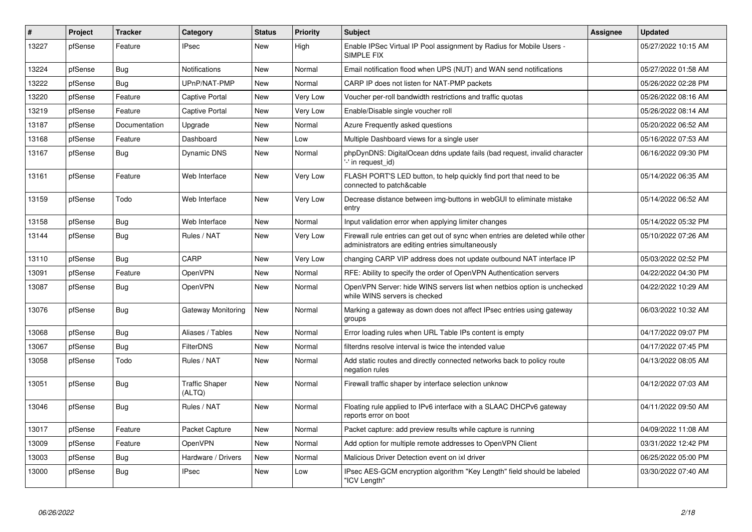| # | Project | Tracker | Category | Status | Priority | Subject | Assignee | Updated |
|---|---|---|---|---|---|---|---|---|
| 13227 | pfSense | Feature | IPsec | New | High | Enable IPSec Virtual IP Pool assignment by Radius for Mobile Users - SIMPLE FIX | | 05/27/2022 10:15 AM |
| 13224 | pfSense | Bug | Notifications | New | Normal | Email notification flood when UPS (NUT) and WAN send notifications | | 05/27/2022 01:58 AM |
| 13222 | pfSense | Bug | UPnP/NAT-PMP | New | Normal | CARP IP does not listen for NAT-PMP packets | | 05/26/2022 02:28 PM |
| 13220 | pfSense | Feature | Captive Portal | New | Very Low | Voucher per-roll bandwidth restrictions and traffic quotas | | 05/26/2022 08:16 AM |
| 13219 | pfSense | Feature | Captive Portal | New | Very Low | Enable/Disable single voucher roll | | 05/26/2022 08:14 AM |
| 13187 | pfSense | Documentation | Upgrade | New | Normal | Azure Frequently asked questions | | 05/20/2022 06:52 AM |
| 13168 | pfSense | Feature | Dashboard | New | Low | Multiple Dashboard views for a single user | | 05/16/2022 07:53 AM |
| 13167 | pfSense | Bug | Dynamic DNS | New | Normal | phpDynDNS: DigitalOcean ddns update fails (bad request, invalid character '-' in request_id) | | 06/16/2022 09:30 PM |
| 13161 | pfSense | Feature | Web Interface | New | Very Low | FLASH PORT'S LED button, to help quickly find port that need to be connected to patch&cable | | 05/14/2022 06:35 AM |
| 13159 | pfSense | Todo | Web Interface | New | Very Low | Decrease distance between img-buttons in webGUI to eliminate mistake entry | | 05/14/2022 06:52 AM |
| 13158 | pfSense | Bug | Web Interface | New | Normal | Input validation error when applying limiter changes | | 05/14/2022 05:32 PM |
| 13144 | pfSense | Bug | Rules / NAT | New | Very Low | Firewall rule entries can get out of sync when entries are deleted while other administrators are editing entries simultaneously | | 05/10/2022 07:26 AM |
| 13110 | pfSense | Bug | CARP | New | Very Low | changing CARP VIP address does not update outbound NAT interface IP | | 05/03/2022 02:52 PM |
| 13091 | pfSense | Feature | OpenVPN | New | Normal | RFE: Ability to specify the order of OpenVPN Authentication servers | | 04/22/2022 04:30 PM |
| 13087 | pfSense | Bug | OpenVPN | New | Normal | OpenVPN Server: hide WINS servers list when netbios option is unchecked while WINS servers is checked | | 04/22/2022 10:29 AM |
| 13076 | pfSense | Bug | Gateway Monitoring | New | Normal | Marking a gateway as down does not affect IPsec entries using gateway groups | | 06/03/2022 10:32 AM |
| 13068 | pfSense | Bug | Aliases / Tables | New | Normal | Error loading rules when URL Table IPs content is empty | | 04/17/2022 09:07 PM |
| 13067 | pfSense | Bug | FilterDNS | New | Normal | filterdns resolve interval is twice the intended value | | 04/17/2022 07:45 PM |
| 13058 | pfSense | Todo | Rules / NAT | New | Normal | Add static routes and directly connected networks back to policy route negation rules | | 04/13/2022 08:05 AM |
| 13051 | pfSense | Bug | Traffic Shaper (ALTQ) | New | Normal | Firewall traffic shaper by interface selection unknow | | 04/12/2022 07:03 AM |
| 13046 | pfSense | Bug | Rules / NAT | New | Normal | Floating rule applied to IPv6 interface with a SLAAC DHCPv6 gateway reports error on boot | | 04/11/2022 09:50 AM |
| 13017 | pfSense | Feature | Packet Capture | New | Normal | Packet capture: add preview results while capture is running | | 04/09/2022 11:08 AM |
| 13009 | pfSense | Feature | OpenVPN | New | Normal | Add option for multiple remote addresses to OpenVPN Client | | 03/31/2022 12:42 PM |
| 13003 | pfSense | Bug | Hardware / Drivers | New | Normal | Malicious Driver Detection event on ixl driver | | 06/25/2022 05:00 PM |
| 13000 | pfSense | Bug | IPsec | New | Low | IPsec AES-GCM encryption algorithm "Key Length" field should be labeled "ICV Length" | | 03/30/2022 07:40 AM |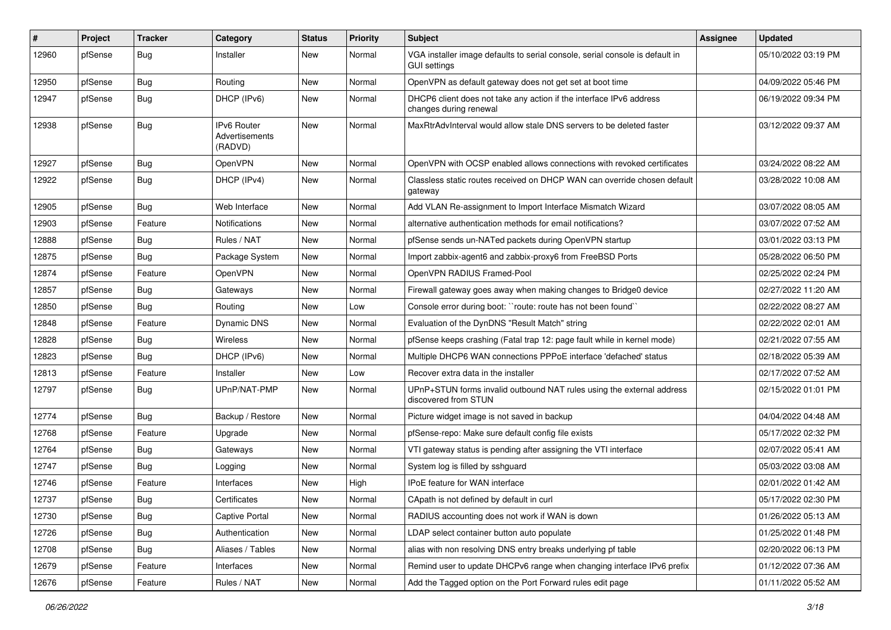| # | Project | Tracker | Category | Status | Priority | Subject | Assignee | Updated |
|---|---|---|---|---|---|---|---|---|
| 12960 | pfSense | Bug | Installer | New | Normal | VGA installer image defaults to serial console, serial console is default in GUI settings | | 05/10/2022 03:19 PM |
| 12950 | pfSense | Bug | Routing | New | Normal | OpenVPN as default gateway does not get set at boot time | | 04/09/2022 05:46 PM |
| 12947 | pfSense | Bug | DHCP (IPv6) | New | Normal | DHCP6 client does not take any action if the interface IPv6 address changes during renewal | | 06/19/2022 09:34 PM |
| 12938 | pfSense | Bug | IPv6 Router Advertisements (RADVD) | New | Normal | MaxRtrAdvInterval would allow stale DNS servers to be deleted faster | | 03/12/2022 09:37 AM |
| 12927 | pfSense | Bug | OpenVPN | New | Normal | OpenVPN with OCSP enabled allows connections with revoked certificates | | 03/24/2022 08:22 AM |
| 12922 | pfSense | Bug | DHCP (IPv4) | New | Normal | Classless static routes received on DHCP WAN can override chosen default gateway | | 03/28/2022 10:08 AM |
| 12905 | pfSense | Bug | Web Interface | New | Normal | Add VLAN Re-assignment to Import Interface Mismatch Wizard | | 03/07/2022 08:05 AM |
| 12903 | pfSense | Feature | Notifications | New | Normal | alternative authentication methods for email notifications? | | 03/07/2022 07:52 AM |
| 12888 | pfSense | Bug | Rules / NAT | New | Normal | pfSense sends un-NATed packets during OpenVPN startup | | 03/01/2022 03:13 PM |
| 12875 | pfSense | Bug | Package System | New | Normal | Import zabbix-agent6 and zabbix-proxy6 from FreeBSD Ports | | 05/28/2022 06:50 PM |
| 12874 | pfSense | Feature | OpenVPN | New | Normal | OpenVPN RADIUS Framed-Pool | | 02/25/2022 02:24 PM |
| 12857 | pfSense | Bug | Gateways | New | Normal | Firewall gateway goes away when making changes to Bridge0 device | | 02/27/2022 11:20 AM |
| 12850 | pfSense | Bug | Routing | New | Low | Console error during boot: ``route: route has not been found`` | | 02/22/2022 08:27 AM |
| 12848 | pfSense | Feature | Dynamic DNS | New | Normal | Evaluation of the DynDNS "Result Match" string | | 02/22/2022 02:01 AM |
| 12828 | pfSense | Bug | Wireless | New | Normal | pfSense keeps crashing (Fatal trap 12: page fault while in kernel mode) | | 02/21/2022 07:55 AM |
| 12823 | pfSense | Bug | DHCP (IPv6) | New | Normal | Multiple DHCP6 WAN connections PPPoE interface 'defached' status | | 02/18/2022 05:39 AM |
| 12813 | pfSense | Feature | Installer | New | Low | Recover extra data in the installer | | 02/17/2022 07:52 AM |
| 12797 | pfSense | Bug | UPnP/NAT-PMP | New | Normal | UPnP+STUN forms invalid outbound NAT rules using the external address discovered from STUN | | 02/15/2022 01:01 PM |
| 12774 | pfSense | Bug | Backup / Restore | New | Normal | Picture widget image is not saved in backup | | 04/04/2022 04:48 AM |
| 12768 | pfSense | Feature | Upgrade | New | Normal | pfSense-repo: Make sure default config file exists | | 05/17/2022 02:32 PM |
| 12764 | pfSense | Bug | Gateways | New | Normal | VTI gateway status is pending after assigning the VTI interface | | 02/07/2022 05:41 AM |
| 12747 | pfSense | Bug | Logging | New | Normal | System log is filled by sshguard | | 05/03/2022 03:08 AM |
| 12746 | pfSense | Feature | Interfaces | New | High | IPoE feature for WAN interface | | 02/01/2022 01:42 AM |
| 12737 | pfSense | Bug | Certificates | New | Normal | CApath is not defined by default in curl | | 05/17/2022 02:30 PM |
| 12730 | pfSense | Bug | Captive Portal | New | Normal | RADIUS accounting does not work if WAN is down | | 01/26/2022 05:13 AM |
| 12726 | pfSense | Bug | Authentication | New | Normal | LDAP select container button auto populate | | 01/25/2022 01:48 PM |
| 12708 | pfSense | Bug | Aliases / Tables | New | Normal | alias with non resolving DNS entry breaks underlying pf table | | 02/20/2022 06:13 PM |
| 12679 | pfSense | Feature | Interfaces | New | Normal | Remind user to update DHCPv6 range when changing interface IPv6 prefix | | 01/12/2022 07:36 AM |
| 12676 | pfSense | Feature | Rules / NAT | New | Normal | Add the Tagged option on the Port Forward rules edit page | | 01/11/2022 05:52 AM |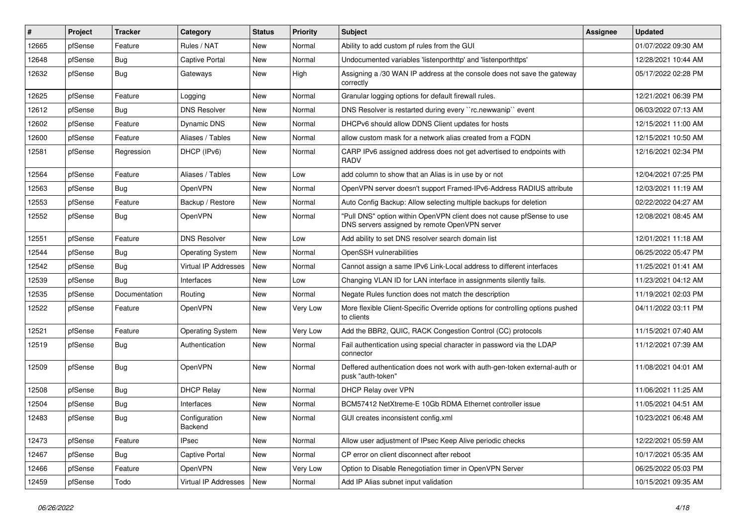| # | Project | Tracker | Category | Status | Priority | Subject | Assignee | Updated |
|---|---|---|---|---|---|---|---|---|
| 12665 | pfSense | Feature | Rules / NAT | New | Normal | Ability to add custom pf rules from the GUI | | 01/07/2022 09:30 AM |
| 12648 | pfSense | Bug | Captive Portal | New | Normal | Undocumented variables 'listenporthttp' and 'listenporthttps' | | 12/28/2021 10:44 AM |
| 12632 | pfSense | Bug | Gateways | New | High | Assigning a /30 WAN IP address at the console does not save the gateway correctly | | 05/17/2022 02:28 PM |
| 12625 | pfSense | Feature | Logging | New | Normal | Granular logging options for default firewall rules. | | 12/21/2021 06:39 PM |
| 12612 | pfSense | Bug | DNS Resolver | New | Normal | DNS Resolver is restarted during every ``rc.newwanip`` event | | 06/03/2022 07:13 AM |
| 12602 | pfSense | Feature | Dynamic DNS | New | Normal | DHCPv6 should allow DDNS Client updates for hosts | | 12/15/2021 11:00 AM |
| 12600 | pfSense | Feature | Aliases / Tables | New | Normal | allow custom mask for a network alias created from a FQDN | | 12/15/2021 10:50 AM |
| 12581 | pfSense | Regression | DHCP (IPv6) | New | Normal | CARP IPv6 assigned address does not get advertised to endpoints with RADV | | 12/16/2021 02:34 PM |
| 12564 | pfSense | Feature | Aliases / Tables | New | Low | add column to show that an Alias is in use by or not | | 12/04/2021 07:25 PM |
| 12563 | pfSense | Bug | OpenVPN | New | Normal | OpenVPN server doesn't support Framed-IPv6-Address RADIUS attribute | | 12/03/2021 11:19 AM |
| 12553 | pfSense | Feature | Backup / Restore | New | Normal | Auto Config Backup: Allow selecting multiple backups for deletion | | 02/22/2022 04:27 AM |
| 12552 | pfSense | Bug | OpenVPN | New | Normal | "Pull DNS" option within OpenVPN client does not cause pfSense to use DNS servers assigned by remote OpenVPN server | | 12/08/2021 08:45 AM |
| 12551 | pfSense | Feature | DNS Resolver | New | Low | Add ability to set DNS resolver search domain list | | 12/01/2021 11:18 AM |
| 12544 | pfSense | Bug | Operating System | New | Normal | OpenSSH vulnerabilities | | 06/25/2022 05:47 PM |
| 12542 | pfSense | Bug | Virtual IP Addresses | New | Normal | Cannot assign a same IPv6 Link-Local address to different interfaces | | 11/25/2021 01:41 AM |
| 12539 | pfSense | Bug | Interfaces | New | Low | Changing VLAN ID for LAN interface in assignments silently fails. | | 11/23/2021 04:12 AM |
| 12535 | pfSense | Documentation | Routing | New | Normal | Negate Rules function does not match the description | | 11/19/2021 02:03 PM |
| 12522 | pfSense | Feature | OpenVPN | New | Very Low | More flexible Client-Specific Override options for controlling options pushed to clients | | 04/11/2022 03:11 PM |
| 12521 | pfSense | Feature | Operating System | New | Very Low | Add the BBR2, QUIC, RACK Congestion Control (CC) protocols | | 11/15/2021 07:40 AM |
| 12519 | pfSense | Bug | Authentication | New | Normal | Fail authentication using special character in password via the LDAP connector | | 11/12/2021 07:39 AM |
| 12509 | pfSense | Bug | OpenVPN | New | Normal | Deffered authentication does not work with auth-gen-token external-auth or pusk "auth-token" | | 11/08/2021 04:01 AM |
| 12508 | pfSense | Bug | DHCP Relay | New | Normal | DHCP Relay over VPN | | 11/06/2021 11:25 AM |
| 12504 | pfSense | Bug | Interfaces | New | Normal | BCM57412 NetXtreme-E 10Gb RDMA Ethernet controller issue | | 11/05/2021 04:51 AM |
| 12483 | pfSense | Bug | Configuration Backend | New | Normal | GUI creates inconsistent config.xml | | 10/23/2021 06:48 AM |
| 12473 | pfSense | Feature | IPsec | New | Normal | Allow user adjustment of IPsec Keep Alive periodic checks | | 12/22/2021 05:59 AM |
| 12467 | pfSense | Bug | Captive Portal | New | Normal | CP error on client disconnect after reboot | | 10/17/2021 05:35 AM |
| 12466 | pfSense | Feature | OpenVPN | New | Very Low | Option to Disable Renegotiation timer in OpenVPN Server | | 06/25/2022 05:03 PM |
| 12459 | pfSense | Todo | Virtual IP Addresses | New | Normal | Add IP Alias subnet input validation | | 10/15/2021 09:35 AM |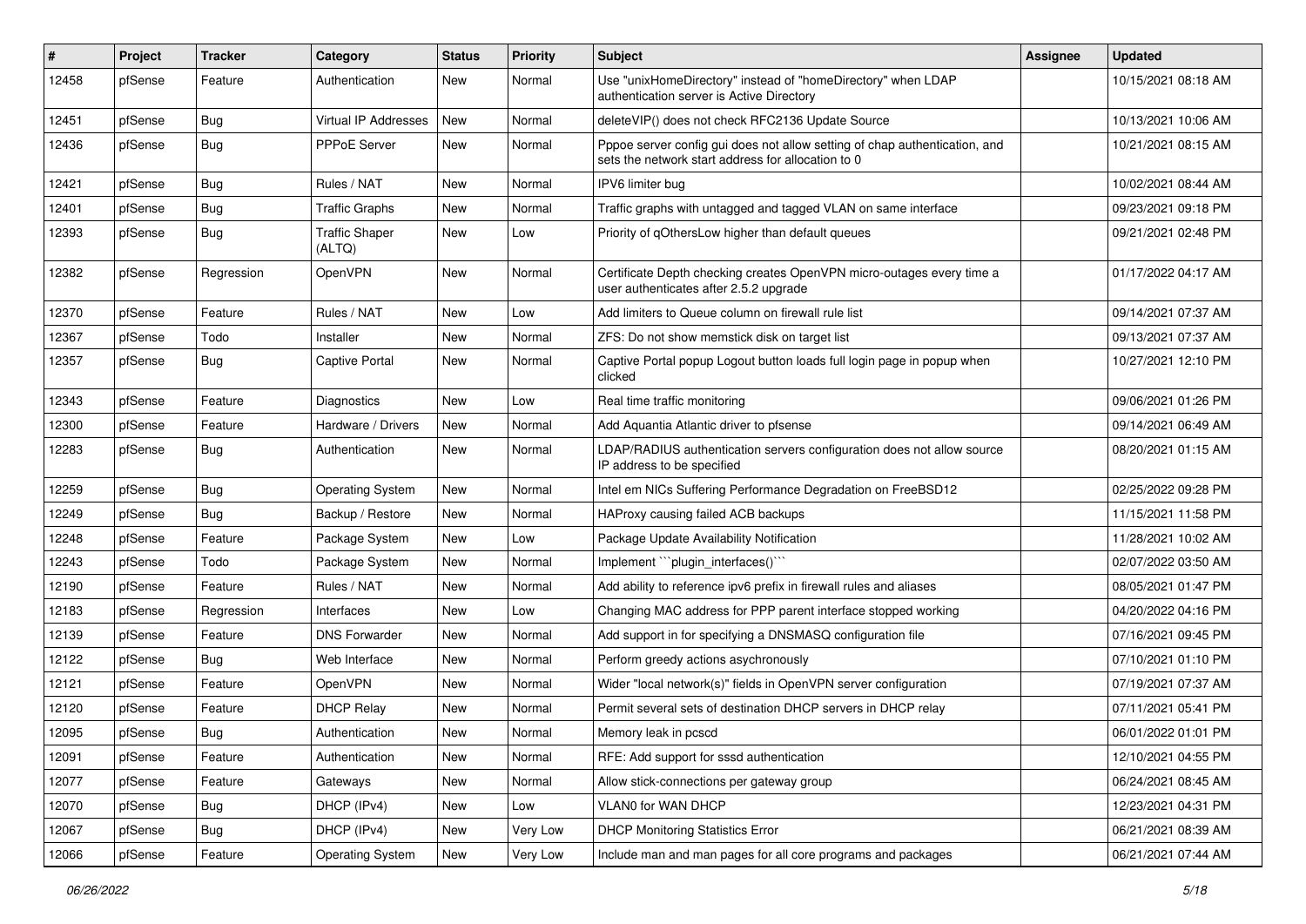| # | Project | Tracker | Category | Status | Priority | Subject | Assignee | Updated |
|---|---|---|---|---|---|---|---|---|
| 12458 | pfSense | Feature | Authentication | New | Normal | Use "unixHomeDirectory" instead of "homeDirectory" when LDAP authentication server is Active Directory | | 10/15/2021 08:18 AM |
| 12451 | pfSense | Bug | Virtual IP Addresses | New | Normal | deleteVIP() does not check RFC2136 Update Source | | 10/13/2021 10:06 AM |
| 12436 | pfSense | Bug | PPPoE Server | New | Normal | Pppoe server config gui does not allow setting of chap authentication, and sets the network start address for allocation to 0 | | 10/21/2021 08:15 AM |
| 12421 | pfSense | Bug | Rules / NAT | New | Normal | IPV6 limiter bug | | 10/02/2021 08:44 AM |
| 12401 | pfSense | Bug | Traffic Graphs | New | Normal | Traffic graphs with untagged and tagged VLAN on same interface | | 09/23/2021 09:18 PM |
| 12393 | pfSense | Bug | Traffic Shaper (ALTQ) | New | Low | Priority of qOthersLow higher than default queues | | 09/21/2021 02:48 PM |
| 12382 | pfSense | Regression | OpenVPN | New | Normal | Certificate Depth checking creates OpenVPN micro-outages every time a user authenticates after 2.5.2 upgrade | | 01/17/2022 04:17 AM |
| 12370 | pfSense | Feature | Rules / NAT | New | Low | Add limiters to Queue column on firewall rule list | | 09/14/2021 07:37 AM |
| 12367 | pfSense | Todo | Installer | New | Normal | ZFS: Do not show memstick disk on target list | | 09/13/2021 07:37 AM |
| 12357 | pfSense | Bug | Captive Portal | New | Normal | Captive Portal popup Logout button loads full login page in popup when clicked | | 10/27/2021 12:10 PM |
| 12343 | pfSense | Feature | Diagnostics | New | Low | Real time traffic monitoring | | 09/06/2021 01:26 PM |
| 12300 | pfSense | Feature | Hardware / Drivers | New | Normal | Add Aquantia Atlantic driver to pfsense | | 09/14/2021 06:49 AM |
| 12283 | pfSense | Bug | Authentication | New | Normal | LDAP/RADIUS authentication servers configuration does not allow source IP address to be specified | | 08/20/2021 01:15 AM |
| 12259 | pfSense | Bug | Operating System | New | Normal | Intel em NICs Suffering Performance Degradation on FreeBSD12 | | 02/25/2022 09:28 PM |
| 12249 | pfSense | Bug | Backup / Restore | New | Normal | HAProxy causing failed ACB backups | | 11/15/2021 11:58 PM |
| 12248 | pfSense | Feature | Package System | New | Low | Package Update Availability Notification | | 11/28/2021 10:02 AM |
| 12243 | pfSense | Todo | Package System | New | Normal | Implement ```plugin_interfaces()``` | | 02/07/2022 03:50 AM |
| 12190 | pfSense | Feature | Rules / NAT | New | Normal | Add ability to reference ipv6 prefix in firewall rules and aliases | | 08/05/2021 01:47 PM |
| 12183 | pfSense | Regression | Interfaces | New | Low | Changing MAC address for PPP parent interface stopped working | | 04/20/2022 04:16 PM |
| 12139 | pfSense | Feature | DNS Forwarder | New | Normal | Add support in for specifying a DNSMASQ configuration file | | 07/16/2021 09:45 PM |
| 12122 | pfSense | Bug | Web Interface | New | Normal | Perform greedy actions asychronously | | 07/10/2021 01:10 PM |
| 12121 | pfSense | Feature | OpenVPN | New | Normal | Wider "local network(s)" fields in OpenVPN server configuration | | 07/19/2021 07:37 AM |
| 12120 | pfSense | Feature | DHCP Relay | New | Normal | Permit several sets of destination DHCP servers in DHCP relay | | 07/11/2021 05:41 PM |
| 12095 | pfSense | Bug | Authentication | New | Normal | Memory leak in pcscd | | 06/01/2022 01:01 PM |
| 12091 | pfSense | Feature | Authentication | New | Normal | RFE: Add support for sssd authentication | | 12/10/2021 04:55 PM |
| 12077 | pfSense | Feature | Gateways | New | Normal | Allow stick-connections per gateway group | | 06/24/2021 08:45 AM |
| 12070 | pfSense | Bug | DHCP (IPv4) | New | Low | VLAN0 for WAN DHCP | | 12/23/2021 04:31 PM |
| 12067 | pfSense | Bug | DHCP (IPv4) | New | Very Low | DHCP Monitoring Statistics Error | | 06/21/2021 08:39 AM |
| 12066 | pfSense | Feature | Operating System | New | Very Low | Include man and man pages for all core programs and packages | | 06/21/2021 07:44 AM |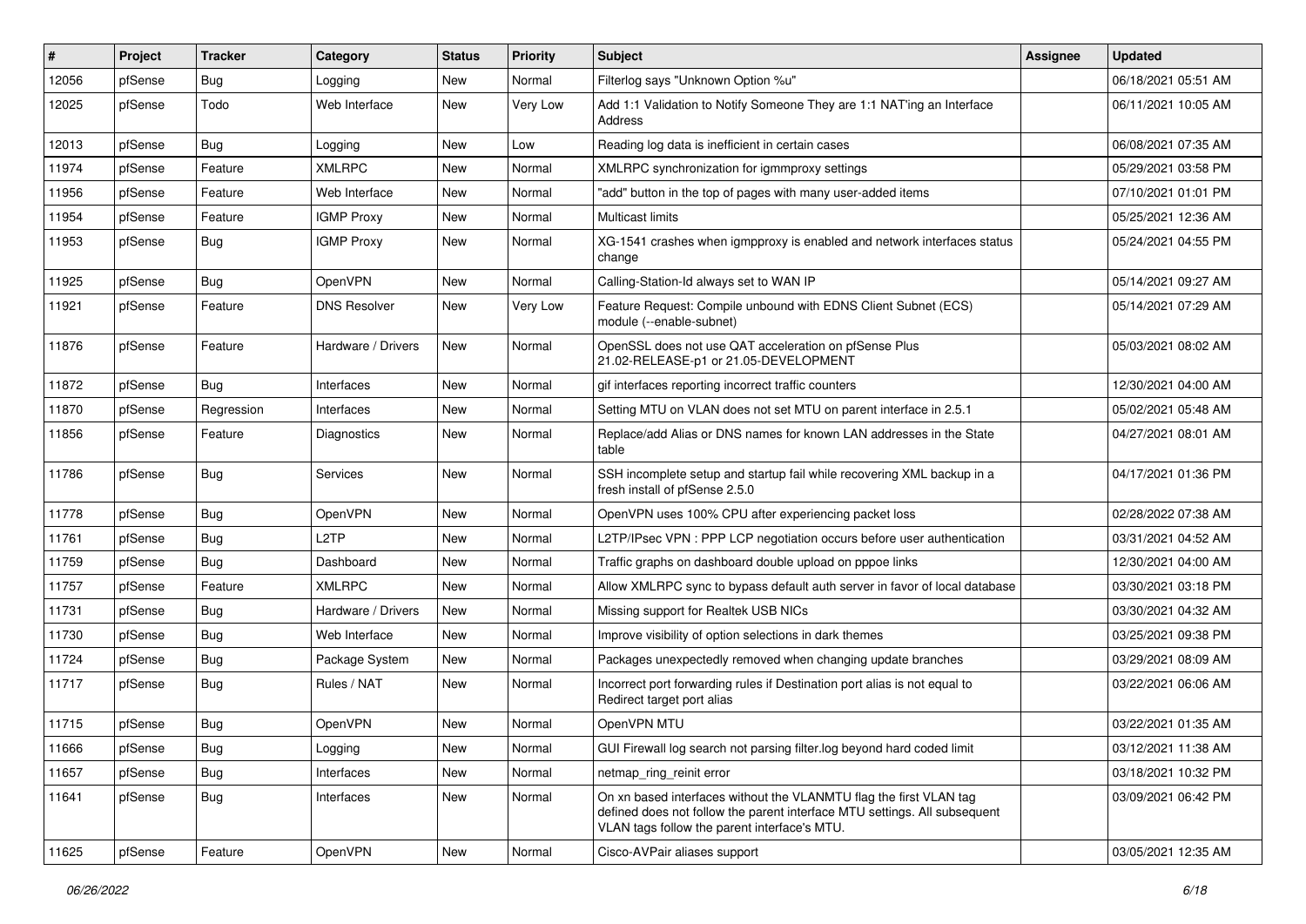| # | Project | Tracker | Category | Status | Priority | Subject | Assignee | Updated |
|---|---|---|---|---|---|---|---|---|
| 12056 | pfSense | Bug | Logging | New | Normal | Filterlog says "Unknown Option %u" | | 06/18/2021 05:51 AM |
| 12025 | pfSense | Todo | Web Interface | New | Very Low | Add 1:1 Validation to Notify Someone They are 1:1 NAT'ing an Interface Address | | 06/11/2021 10:05 AM |
| 12013 | pfSense | Bug | Logging | New | Low | Reading log data is inefficient in certain cases | | 06/08/2021 07:35 AM |
| 11974 | pfSense | Feature | XMLRPC | New | Normal | XMLRPC synchronization for igmmproxy settings | | 05/29/2021 03:58 PM |
| 11956 | pfSense | Feature | Web Interface | New | Normal | "add" button in the top of pages with many user-added items | | 07/10/2021 01:01 PM |
| 11954 | pfSense | Feature | IGMP Proxy | New | Normal | Multicast limits | | 05/25/2021 12:36 AM |
| 11953 | pfSense | Bug | IGMP Proxy | New | Normal | XG-1541 crashes when igmpproxy is enabled and network interfaces status change | | 05/24/2021 04:55 PM |
| 11925 | pfSense | Bug | OpenVPN | New | Normal | Calling-Station-Id always set to WAN IP | | 05/14/2021 09:27 AM |
| 11921 | pfSense | Feature | DNS Resolver | New | Very Low | Feature Request: Compile unbound with EDNS Client Subnet (ECS) module (--enable-subnet) | | 05/14/2021 07:29 AM |
| 11876 | pfSense | Feature | Hardware / Drivers | New | Normal | OpenSSL does not use QAT acceleration on pfSense Plus 21.02-RELEASE-p1 or 21.05-DEVELOPMENT | | 05/03/2021 08:02 AM |
| 11872 | pfSense | Bug | Interfaces | New | Normal | gif interfaces reporting incorrect traffic counters | | 12/30/2021 04:00 AM |
| 11870 | pfSense | Regression | Interfaces | New | Normal | Setting MTU on VLAN does not set MTU on parent interface in 2.5.1 | | 05/02/2021 05:48 AM |
| 11856 | pfSense | Feature | Diagnostics | New | Normal | Replace/add Alias or DNS names for known LAN addresses in the State table | | 04/27/2021 08:01 AM |
| 11786 | pfSense | Bug | Services | New | Normal | SSH incomplete setup and startup fail while recovering XML backup in a fresh install of pfSense 2.5.0 | | 04/17/2021 01:36 PM |
| 11778 | pfSense | Bug | OpenVPN | New | Normal | OpenVPN uses 100% CPU after experiencing packet loss | | 02/28/2022 07:38 AM |
| 11761 | pfSense | Bug | L2TP | New | Normal | L2TP/IPsec VPN : PPP LCP negotiation occurs before user authentication | | 03/31/2021 04:52 AM |
| 11759 | pfSense | Bug | Dashboard | New | Normal | Traffic graphs on dashboard double upload on pppoe links | | 12/30/2021 04:00 AM |
| 11757 | pfSense | Feature | XMLRPC | New | Normal | Allow XMLRPC sync to bypass default auth server in favor of local database | | 03/30/2021 03:18 PM |
| 11731 | pfSense | Bug | Hardware / Drivers | New | Normal | Missing support for Realtek USB NICs | | 03/30/2021 04:32 AM |
| 11730 | pfSense | Bug | Web Interface | New | Normal | Improve visibility of option selections in dark themes | | 03/25/2021 09:38 PM |
| 11724 | pfSense | Bug | Package System | New | Normal | Packages unexpectedly removed when changing update branches | | 03/29/2021 08:09 AM |
| 11717 | pfSense | Bug | Rules / NAT | New | Normal | Incorrect port forwarding rules if Destination port alias is not equal to Redirect target port alias | | 03/22/2021 06:06 AM |
| 11715 | pfSense | Bug | OpenVPN | New | Normal | OpenVPN MTU | | 03/22/2021 01:35 AM |
| 11666 | pfSense | Bug | Logging | New | Normal | GUI Firewall log search not parsing filter.log beyond hard coded limit | | 03/12/2021 11:38 AM |
| 11657 | pfSense | Bug | Interfaces | New | Normal | netmap_ring_reinit error | | 03/18/2021 10:32 PM |
| 11641 | pfSense | Bug | Interfaces | New | Normal | On xn based interfaces without the VLANMTU flag the first VLAN tag defined does not follow the parent interface MTU settings. All subsequent VLAN tags follow the parent interface's MTU. | | 03/09/2021 06:42 PM |
| 11625 | pfSense | Feature | OpenVPN | New | Normal | Cisco-AVPair aliases support | | 03/05/2021 12:35 AM |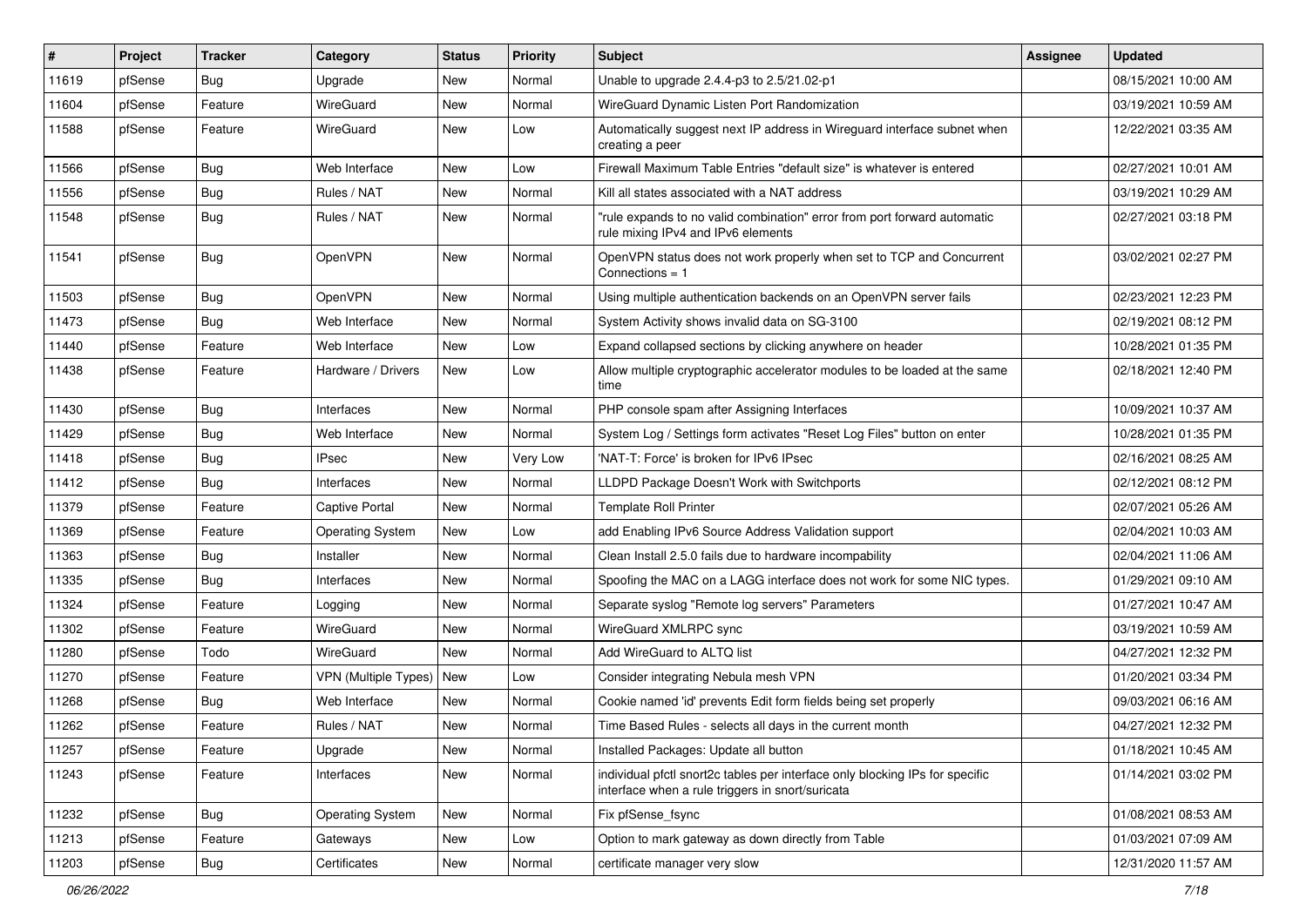| # | Project | Tracker | Category | Status | Priority | Subject | Assignee | Updated |
|---|---|---|---|---|---|---|---|---|
| 11619 | pfSense | Bug | Upgrade | New | Normal | Unable to upgrade 2.4.4-p3 to 2.5/21.02-p1 | | 08/15/2021 10:00 AM |
| 11604 | pfSense | Feature | WireGuard | New | Normal | WireGuard Dynamic Listen Port Randomization | | 03/19/2021 10:59 AM |
| 11588 | pfSense | Feature | WireGuard | New | Low | Automatically suggest next IP address in Wireguard interface subnet when creating a peer | | 12/22/2021 03:35 AM |
| 11566 | pfSense | Bug | Web Interface | New | Low | Firewall Maximum Table Entries "default size" is whatever is entered | | 02/27/2021 10:01 AM |
| 11556 | pfSense | Bug | Rules / NAT | New | Normal | Kill all states associated with a NAT address | | 03/19/2021 10:29 AM |
| 11548 | pfSense | Bug | Rules / NAT | New | Normal | "rule expands to no valid combination" error from port forward automatic rule mixing IPv4 and IPv6 elements | | 02/27/2021 03:18 PM |
| 11541 | pfSense | Bug | OpenVPN | New | Normal | OpenVPN status does not work properly when set to TCP and Concurrent Connections = 1 | | 03/02/2021 02:27 PM |
| 11503 | pfSense | Bug | OpenVPN | New | Normal | Using multiple authentication backends on an OpenVPN server fails | | 02/23/2021 12:23 PM |
| 11473 | pfSense | Bug | Web Interface | New | Normal | System Activity shows invalid data on SG-3100 | | 02/19/2021 08:12 PM |
| 11440 | pfSense | Feature | Web Interface | New | Low | Expand collapsed sections by clicking anywhere on header | | 10/28/2021 01:35 PM |
| 11438 | pfSense | Feature | Hardware / Drivers | New | Low | Allow multiple cryptographic accelerator modules to be loaded at the same time | | 02/18/2021 12:40 PM |
| 11430 | pfSense | Bug | Interfaces | New | Normal | PHP console spam after Assigning Interfaces | | 10/09/2021 10:37 AM |
| 11429 | pfSense | Bug | Web Interface | New | Normal | System Log / Settings form activates "Reset Log Files" button on enter | | 10/28/2021 01:35 PM |
| 11418 | pfSense | Bug | IPsec | New | Very Low | 'NAT-T: Force' is broken for IPv6 IPsec | | 02/16/2021 08:25 AM |
| 11412 | pfSense | Bug | Interfaces | New | Normal | LLDPD Package Doesn't Work with Switchports | | 02/12/2021 08:12 PM |
| 11379 | pfSense | Feature | Captive Portal | New | Normal | Template Roll Printer | | 02/07/2021 05:26 AM |
| 11369 | pfSense | Feature | Operating System | New | Low | add Enabling IPv6 Source Address Validation support | | 02/04/2021 10:03 AM |
| 11363 | pfSense | Bug | Installer | New | Normal | Clean Install 2.5.0 fails due to hardware incompability | | 02/04/2021 11:06 AM |
| 11335 | pfSense | Bug | Interfaces | New | Normal | Spoofing the MAC on a LAGG interface does not work for some NIC types. | | 01/29/2021 09:10 AM |
| 11324 | pfSense | Feature | Logging | New | Normal | Separate syslog "Remote log servers" Parameters | | 01/27/2021 10:47 AM |
| 11302 | pfSense | Feature | WireGuard | New | Normal | WireGuard XMLRPC sync | | 03/19/2021 10:59 AM |
| 11280 | pfSense | Todo | WireGuard | New | Normal | Add WireGuard to ALTQ list | | 04/27/2021 12:32 PM |
| 11270 | pfSense | Feature | VPN (Multiple Types) | New | Low | Consider integrating Nebula mesh VPN | | 01/20/2021 03:34 PM |
| 11268 | pfSense | Bug | Web Interface | New | Normal | Cookie named 'id' prevents Edit form fields being set properly | | 09/03/2021 06:16 AM |
| 11262 | pfSense | Feature | Rules / NAT | New | Normal | Time Based Rules - selects all days in the current month | | 04/27/2021 12:32 PM |
| 11257 | pfSense | Feature | Upgrade | New | Normal | Installed Packages: Update all button | | 01/18/2021 10:45 AM |
| 11243 | pfSense | Feature | Interfaces | New | Normal | individual pfctl snort2c tables per interface only blocking IPs for specific interface when a rule triggers in snort/suricata | | 01/14/2021 03:02 PM |
| 11232 | pfSense | Bug | Operating System | New | Normal | Fix pfSense_fsync | | 01/08/2021 08:53 AM |
| 11213 | pfSense | Feature | Gateways | New | Low | Option to mark gateway as down directly from Table | | 01/03/2021 07:09 AM |
| 11203 | pfSense | Bug | Certificates | New | Normal | certificate manager very slow | | 12/31/2020 11:57 AM |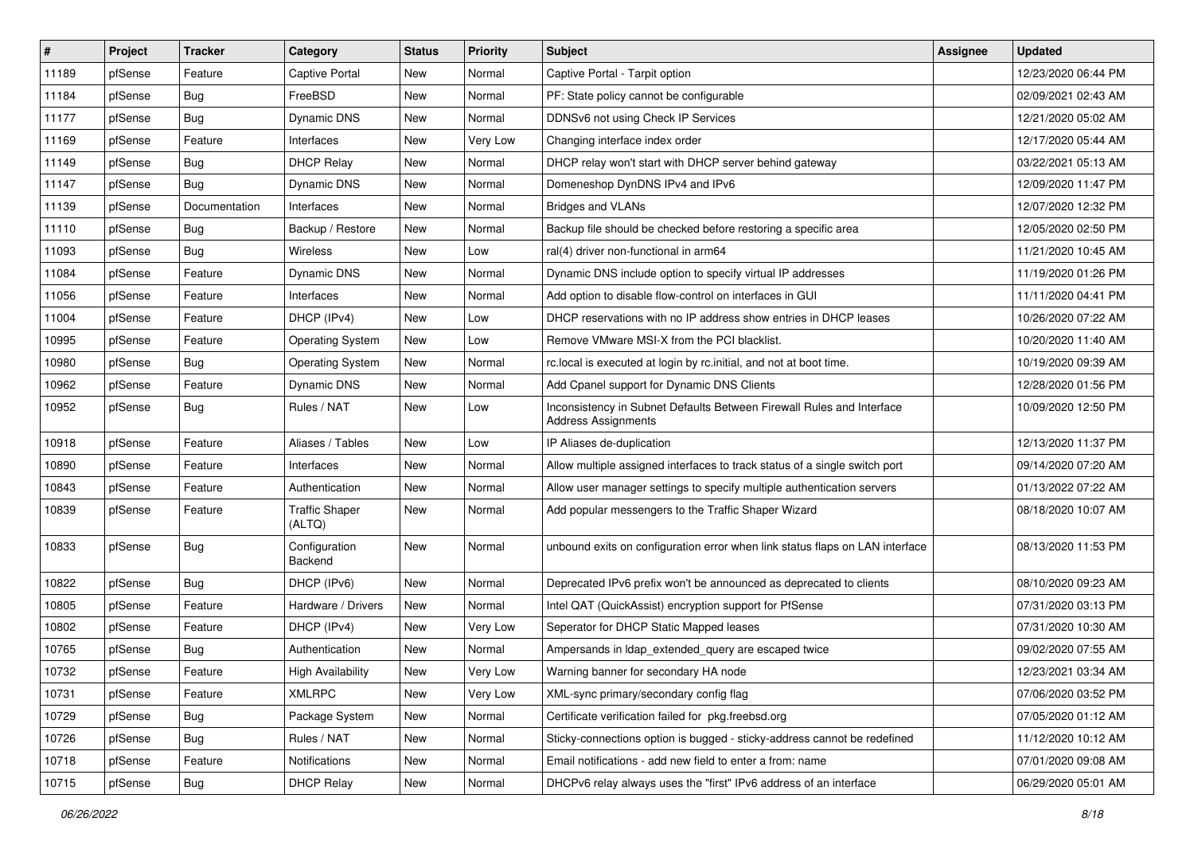| # | Project | Tracker | Category | Status | Priority | Subject | Assignee | Updated |
|---|---|---|---|---|---|---|---|---|
| 11189 | pfSense | Feature | Captive Portal | New | Normal | Captive Portal - Tarpit option | | 12/23/2020 06:44 PM |
| 11184 | pfSense | Bug | FreeBSD | New | Normal | PF: State policy cannot be configurable | | 02/09/2021 02:43 AM |
| 11177 | pfSense | Bug | Dynamic DNS | New | Normal | DDNSv6 not using Check IP Services | | 12/21/2020 05:02 AM |
| 11169 | pfSense | Feature | Interfaces | New | Very Low | Changing interface index order | | 12/17/2020 05:44 AM |
| 11149 | pfSense | Bug | DHCP Relay | New | Normal | DHCP relay won't start with DHCP server behind gateway | | 03/22/2021 05:13 AM |
| 11147 | pfSense | Bug | Dynamic DNS | New | Normal | Domeneshop DynDNS IPv4 and IPv6 | | 12/09/2020 11:47 PM |
| 11139 | pfSense | Documentation | Interfaces | New | Normal | Bridges and VLANs | | 12/07/2020 12:32 PM |
| 11110 | pfSense | Bug | Backup / Restore | New | Normal | Backup file should be checked before restoring a specific area | | 12/05/2020 02:50 PM |
| 11093 | pfSense | Bug | Wireless | New | Low | ral(4) driver non-functional in arm64 | | 11/21/2020 10:45 AM |
| 11084 | pfSense | Feature | Dynamic DNS | New | Normal | Dynamic DNS include option to specify virtual IP addresses | | 11/19/2020 01:26 PM |
| 11056 | pfSense | Feature | Interfaces | New | Normal | Add option to disable flow-control on interfaces in GUI | | 11/11/2020 04:41 PM |
| 11004 | pfSense | Feature | DHCP (IPv4) | New | Low | DHCP reservations with no IP address show entries in DHCP leases | | 10/26/2020 07:22 AM |
| 10995 | pfSense | Feature | Operating System | New | Low | Remove VMware MSI-X from the PCI blacklist. | | 10/20/2020 11:40 AM |
| 10980 | pfSense | Bug | Operating System | New | Normal | rc.local is executed at login by rc.initial, and not at boot time. | | 10/19/2020 09:39 AM |
| 10962 | pfSense | Feature | Dynamic DNS | New | Normal | Add Cpanel support for Dynamic DNS Clients | | 12/28/2020 01:56 PM |
| 10952 | pfSense | Bug | Rules / NAT | New | Low | Inconsistency in Subnet Defaults Between Firewall Rules and Interface Address Assignments | | 10/09/2020 12:50 PM |
| 10918 | pfSense | Feature | Aliases / Tables | New | Low | IP Aliases de-duplication | | 12/13/2020 11:37 PM |
| 10890 | pfSense | Feature | Interfaces | New | Normal | Allow multiple assigned interfaces to track status of a single switch port | | 09/14/2020 07:20 AM |
| 10843 | pfSense | Feature | Authentication | New | Normal | Allow user manager settings to specify multiple authentication servers | | 01/13/2022 07:22 AM |
| 10839 | pfSense | Feature | Traffic Shaper (ALTQ) | New | Normal | Add popular messengers to the Traffic Shaper Wizard | | 08/18/2020 10:07 AM |
| 10833 | pfSense | Bug | Configuration Backend | New | Normal | unbound exits on configuration error when link status flaps on LAN interface | | 08/13/2020 11:53 PM |
| 10822 | pfSense | Bug | DHCP (IPv6) | New | Normal | Deprecated IPv6 prefix won't be announced as deprecated to clients | | 08/10/2020 09:23 AM |
| 10805 | pfSense | Feature | Hardware / Drivers | New | Normal | Intel QAT (QuickAssist) encryption support for PfSense | | 07/31/2020 03:13 PM |
| 10802 | pfSense | Feature | DHCP (IPv4) | New | Very Low | Seperator for DHCP Static Mapped leases | | 07/31/2020 10:30 AM |
| 10765 | pfSense | Bug | Authentication | New | Normal | Ampersands in ldap_extended_query are escaped twice | | 09/02/2020 07:55 AM |
| 10732 | pfSense | Feature | High Availability | New | Very Low | Warning banner for secondary HA node | | 12/23/2021 03:34 AM |
| 10731 | pfSense | Feature | XMLRPC | New | Very Low | XML-sync primary/secondary config flag | | 07/06/2020 03:52 PM |
| 10729 | pfSense | Bug | Package System | New | Normal | Certificate verification failed for pkg.freebsd.org | | 07/05/2020 01:12 AM |
| 10726 | pfSense | Bug | Rules / NAT | New | Normal | Sticky-connections option is bugged - sticky-address cannot be redefined | | 11/12/2020 10:12 AM |
| 10718 | pfSense | Feature | Notifications | New | Normal | Email notifications - add new field to enter a from: name | | 07/01/2020 09:08 AM |
| 10715 | pfSense | Bug | DHCP Relay | New | Normal | DHCPv6 relay always uses the "first" IPv6 address of an interface | | 06/29/2020 05:01 AM |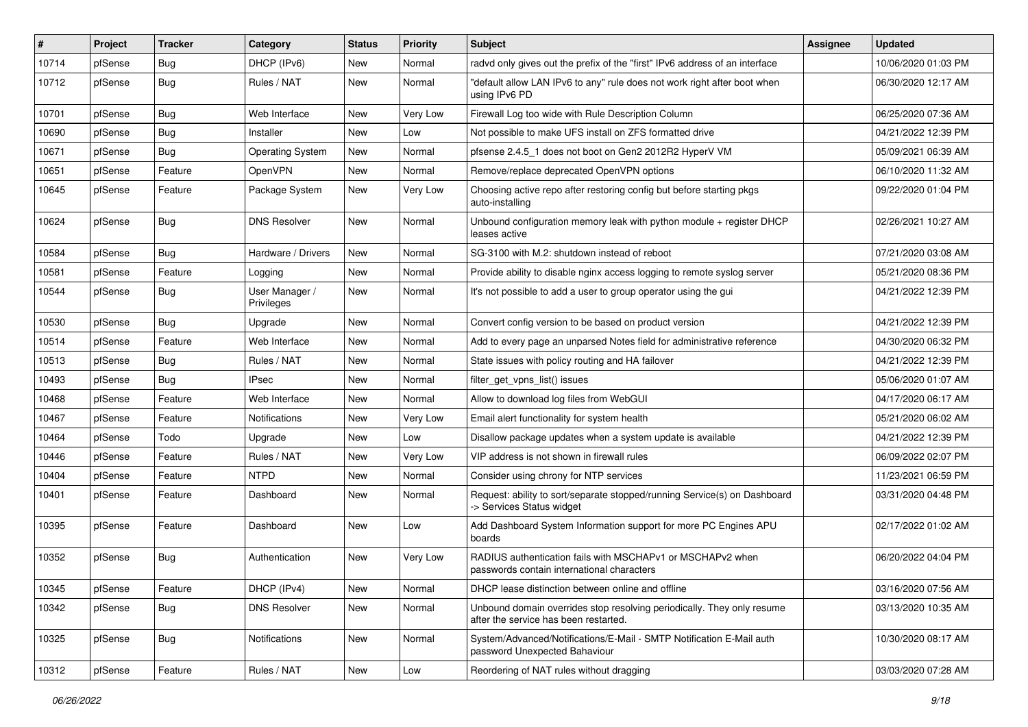| # | Project | Tracker | Category | Status | Priority | Subject | Assignee | Updated |
|---|---|---|---|---|---|---|---|---|
| 10714 | pfSense | Bug | DHCP (IPv6) | New | Normal | radvd only gives out the prefix of the "first" IPv6 address of an interface | | 10/06/2020 01:03 PM |
| 10712 | pfSense | Bug | Rules / NAT | New | Normal | "default allow LAN IPv6 to any" rule does not work right after boot when using IPv6 PD | | 06/30/2020 12:17 AM |
| 10701 | pfSense | Bug | Web Interface | New | Very Low | Firewall Log too wide with Rule Description Column | | 06/25/2020 07:36 AM |
| 10690 | pfSense | Bug | Installer | New | Low | Not possible to make UFS install on ZFS formatted drive | | 04/21/2022 12:39 PM |
| 10671 | pfSense | Bug | Operating System | New | Normal | pfsense 2.4.5_1 does not boot on Gen2 2012R2 HyperV VM | | 05/09/2021 06:39 AM |
| 10651 | pfSense | Feature | OpenVPN | New | Normal | Remove/replace deprecated OpenVPN options | | 06/10/2020 11:32 AM |
| 10645 | pfSense | Feature | Package System | New | Very Low | Choosing active repo after restoring config but before starting pkgs auto-installing | | 09/22/2020 01:04 PM |
| 10624 | pfSense | Bug | DNS Resolver | New | Normal | Unbound configuration memory leak with python module + register DHCP leases active | | 02/26/2021 10:27 AM |
| 10584 | pfSense | Bug | Hardware / Drivers | New | Normal | SG-3100 with M.2: shutdown instead of reboot | | 07/21/2020 03:08 AM |
| 10581 | pfSense | Feature | Logging | New | Normal | Provide ability to disable nginx access logging to remote syslog server | | 05/21/2020 08:36 PM |
| 10544 | pfSense | Bug | User Manager / Privileges | New | Normal | It's not possible to add a user to group operator using the gui | | 04/21/2022 12:39 PM |
| 10530 | pfSense | Bug | Upgrade | New | Normal | Convert config version to be based on product version | | 04/21/2022 12:39 PM |
| 10514 | pfSense | Feature | Web Interface | New | Normal | Add to every page an unparsed Notes field for administrative reference | | 04/30/2020 06:32 PM |
| 10513 | pfSense | Bug | Rules / NAT | New | Normal | State issues with policy routing and HA failover | | 04/21/2022 12:39 PM |
| 10493 | pfSense | Bug | IPsec | New | Normal | filter_get_vpns_list() issues | | 05/06/2020 01:07 AM |
| 10468 | pfSense | Feature | Web Interface | New | Normal | Allow to download log files from WebGUI | | 04/17/2020 06:17 AM |
| 10467 | pfSense | Feature | Notifications | New | Very Low | Email alert functionality for system health | | 05/21/2020 06:02 AM |
| 10464 | pfSense | Todo | Upgrade | New | Low | Disallow package updates when a system update is available | | 04/21/2022 12:39 PM |
| 10446 | pfSense | Feature | Rules / NAT | New | Very Low | VIP address is not shown in firewall rules | | 06/09/2022 02:07 PM |
| 10404 | pfSense | Feature | NTPD | New | Normal | Consider using chrony for NTP services | | 11/23/2021 06:59 PM |
| 10401 | pfSense | Feature | Dashboard | New | Normal | Request: ability to sort/separate stopped/running Service(s) on Dashboard -> Services Status widget | | 03/31/2020 04:48 PM |
| 10395 | pfSense | Feature | Dashboard | New | Low | Add Dashboard System Information support for more PC Engines APU boards | | 02/17/2022 01:02 AM |
| 10352 | pfSense | Bug | Authentication | New | Very Low | RADIUS authentication fails with MSCHAPv1 or MSCHAPv2 when passwords contain international characters | | 06/20/2022 04:04 PM |
| 10345 | pfSense | Feature | DHCP (IPv4) | New | Normal | DHCP lease distinction between online and offline | | 03/16/2020 07:56 AM |
| 10342 | pfSense | Bug | DNS Resolver | New | Normal | Unbound domain overrides stop resolving periodically. They only resume after the service has been restarted. | | 03/13/2020 10:35 AM |
| 10325 | pfSense | Bug | Notifications | New | Normal | System/Advanced/Notifications/E-Mail - SMTP Notification E-Mail auth password Unexpected Bahaviour | | 10/30/2020 08:17 AM |
| 10312 | pfSense | Feature | Rules / NAT | New | Low | Reordering of NAT rules without dragging | | 03/03/2020 07:28 AM |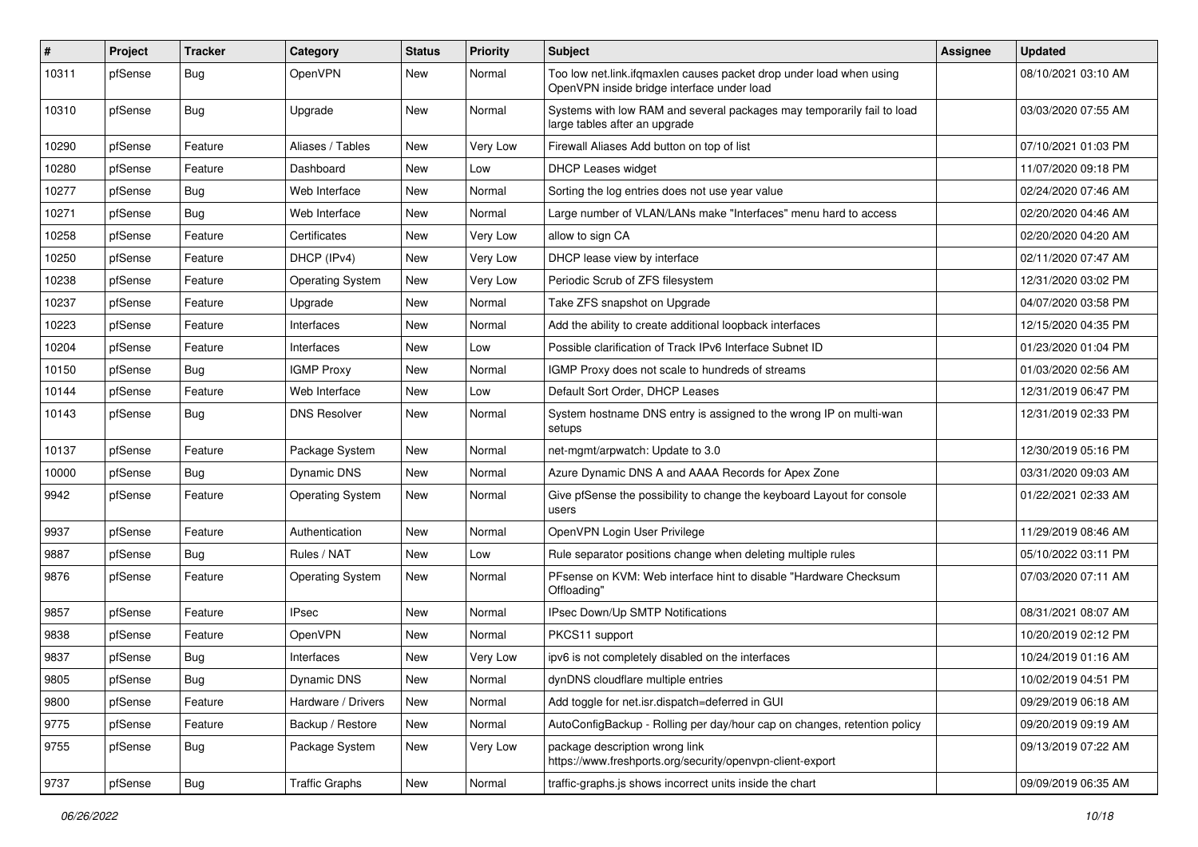| # | Project | Tracker | Category | Status | Priority | Subject | Assignee | Updated |
|---|---|---|---|---|---|---|---|---|
| 10311 | pfSense | Bug | OpenVPN | New | Normal | Too low net.link.ifqmaxlen causes packet drop under load when using OpenVPN inside bridge interface under load | | 08/10/2021 03:10 AM |
| 10310 | pfSense | Bug | Upgrade | New | Normal | Systems with low RAM and several packages may temporarily fail to load large tables after an upgrade | | 03/03/2020 07:55 AM |
| 10290 | pfSense | Feature | Aliases / Tables | New | Very Low | Firewall Aliases Add button on top of list | | 07/10/2021 01:03 PM |
| 10280 | pfSense | Feature | Dashboard | New | Low | DHCP Leases widget | | 11/07/2020 09:18 PM |
| 10277 | pfSense | Bug | Web Interface | New | Normal | Sorting the log entries does not use year value | | 02/24/2020 07:46 AM |
| 10271 | pfSense | Bug | Web Interface | New | Normal | Large number of VLAN/LANs make "Interfaces" menu hard to access | | 02/20/2020 04:46 AM |
| 10258 | pfSense | Feature | Certificates | New | Very Low | allow to sign CA | | 02/20/2020 04:20 AM |
| 10250 | pfSense | Feature | DHCP (IPv4) | New | Very Low | DHCP lease view by interface | | 02/11/2020 07:47 AM |
| 10238 | pfSense | Feature | Operating System | New | Very Low | Periodic Scrub of ZFS filesystem | | 12/31/2020 03:02 PM |
| 10237 | pfSense | Feature | Upgrade | New | Normal | Take ZFS snapshot on Upgrade | | 04/07/2020 03:58 PM |
| 10223 | pfSense | Feature | Interfaces | New | Normal | Add the ability to create additional loopback interfaces | | 12/15/2020 04:35 PM |
| 10204 | pfSense | Feature | Interfaces | New | Low | Possible clarification of Track IPv6 Interface Subnet ID | | 01/23/2020 01:04 PM |
| 10150 | pfSense | Bug | IGMP Proxy | New | Normal | IGMP Proxy does not scale to hundreds of streams | | 01/03/2020 02:56 AM |
| 10144 | pfSense | Feature | Web Interface | New | Low | Default Sort Order, DHCP Leases | | 12/31/2019 06:47 PM |
| 10143 | pfSense | Bug | DNS Resolver | New | Normal | System hostname DNS entry is assigned to the wrong IP on multi-wan setups | | 12/31/2019 02:33 PM |
| 10137 | pfSense | Feature | Package System | New | Normal | net-mgmt/arpwatch: Update to 3.0 | | 12/30/2019 05:16 PM |
| 10000 | pfSense | Bug | Dynamic DNS | New | Normal | Azure Dynamic DNS A and AAAA Records for Apex Zone | | 03/31/2020 09:03 AM |
| 9942 | pfSense | Feature | Operating System | New | Normal | Give pfSense the possibility to change the keyboard Layout for console users | | 01/22/2021 02:33 AM |
| 9937 | pfSense | Feature | Authentication | New | Normal | OpenVPN Login User Privilege | | 11/29/2019 08:46 AM |
| 9887 | pfSense | Bug | Rules / NAT | New | Low | Rule separator positions change when deleting multiple rules | | 05/10/2022 03:11 PM |
| 9876 | pfSense | Feature | Operating System | New | Normal | PFsense on KVM: Web interface hint to disable "Hardware Checksum Offloading" | | 07/03/2020 07:11 AM |
| 9857 | pfSense | Feature | IPsec | New | Normal | IPsec Down/Up SMTP Notifications | | 08/31/2021 08:07 AM |
| 9838 | pfSense | Feature | OpenVPN | New | Normal | PKCS11 support | | 10/20/2019 02:12 PM |
| 9837 | pfSense | Bug | Interfaces | New | Very Low | ipv6 is not completely disabled on the interfaces | | 10/24/2019 01:16 AM |
| 9805 | pfSense | Bug | Dynamic DNS | New | Normal | dynDNS cloudflare multiple entries | | 10/02/2019 04:51 PM |
| 9800 | pfSense | Feature | Hardware / Drivers | New | Normal | Add toggle for net.isr.dispatch=deferred in GUI | | 09/29/2019 06:18 AM |
| 9775 | pfSense | Feature | Backup / Restore | New | Normal | AutoConfigBackup - Rolling per day/hour cap on changes, retention policy | | 09/20/2019 09:19 AM |
| 9755 | pfSense | Bug | Package System | New | Very Low | package description wrong link https://www.freshports.org/security/openvpn-client-export | | 09/13/2019 07:22 AM |
| 9737 | pfSense | Bug | Traffic Graphs | New | Normal | traffic-graphs.js shows incorrect units inside the chart | | 09/09/2019 06:35 AM |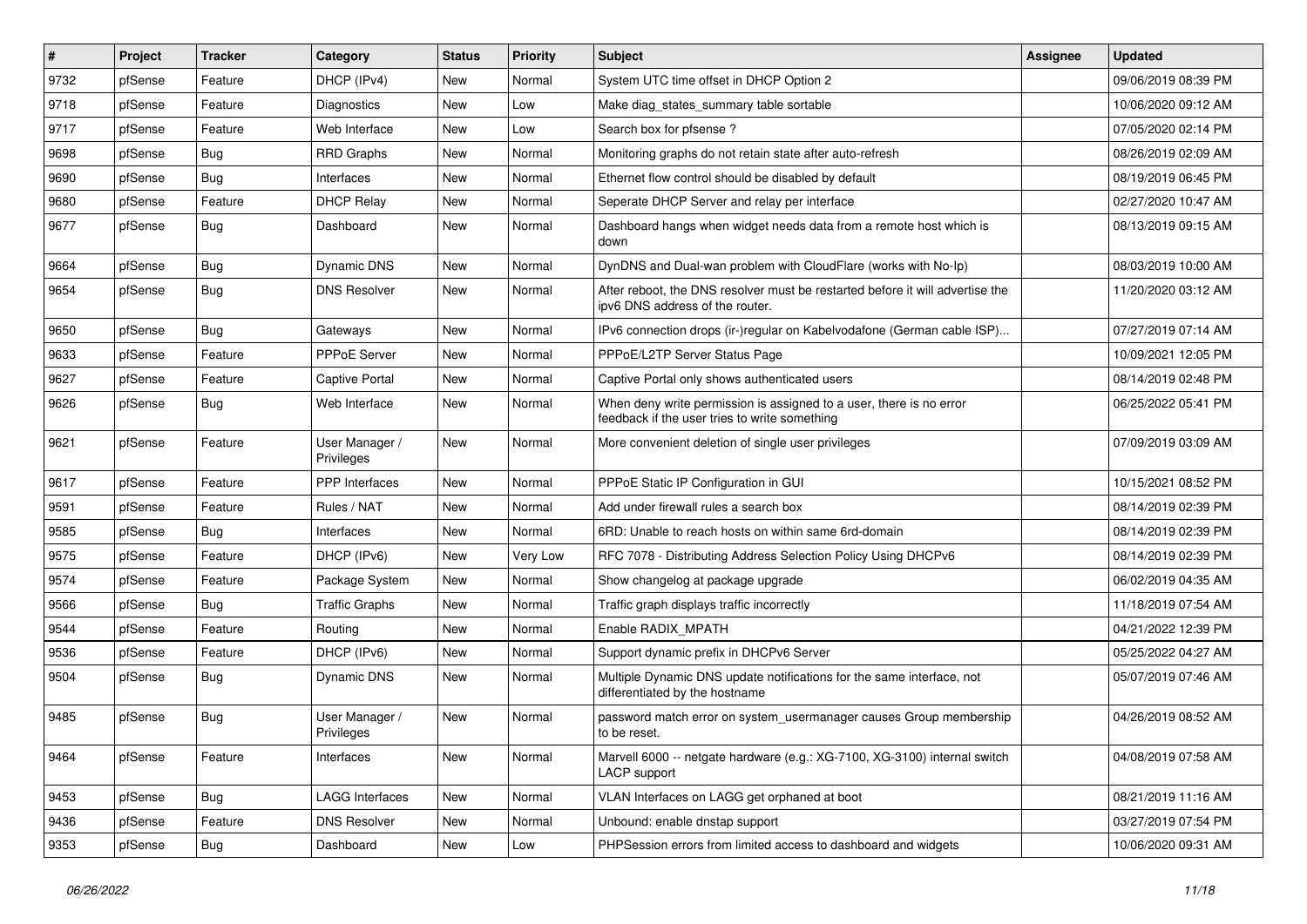| # | Project | Tracker | Category | Status | Priority | Subject | Assignee | Updated |
|---|---|---|---|---|---|---|---|---|
| 9732 | pfSense | Feature | DHCP (IPv4) | New | Normal | System UTC time offset in DHCP Option 2 | | 09/06/2019 08:39 PM |
| 9718 | pfSense | Feature | Diagnostics | New | Low | Make diag_states_summary table sortable | | 10/06/2020 09:12 AM |
| 9717 | pfSense | Feature | Web Interface | New | Low | Search box for pfsense ? | | 07/05/2020 02:14 PM |
| 9698 | pfSense | Bug | RRD Graphs | New | Normal | Monitoring graphs do not retain state after auto-refresh | | 08/26/2019 02:09 AM |
| 9690 | pfSense | Bug | Interfaces | New | Normal | Ethernet flow control should be disabled by default | | 08/19/2019 06:45 PM |
| 9680 | pfSense | Feature | DHCP Relay | New | Normal | Seperate DHCP Server and relay per interface | | 02/27/2020 10:47 AM |
| 9677 | pfSense | Bug | Dashboard | New | Normal | Dashboard hangs when widget needs data from a remote host which is down | | 08/13/2019 09:15 AM |
| 9664 | pfSense | Bug | Dynamic DNS | New | Normal | DynDNS and Dual-wan problem with CloudFlare (works with No-Ip) | | 08/03/2019 10:00 AM |
| 9654 | pfSense | Bug | DNS Resolver | New | Normal | After reboot, the DNS resolver must be restarted before it will advertise the ipv6 DNS address of the router. | | 11/20/2020 03:12 AM |
| 9650 | pfSense | Bug | Gateways | New | Normal | IPv6 connection drops (ir-)regular on Kabelvodafone (German cable ISP)... | | 07/27/2019 07:14 AM |
| 9633 | pfSense | Feature | PPPoE Server | New | Normal | PPPoE/L2TP Server Status Page | | 10/09/2021 12:05 PM |
| 9627 | pfSense | Feature | Captive Portal | New | Normal | Captive Portal only shows authenticated users | | 08/14/2019 02:48 PM |
| 9626 | pfSense | Bug | Web Interface | New | Normal | When deny write permission is assigned to a user, there is no error feedback if the user tries to write something | | 06/25/2022 05:41 PM |
| 9621 | pfSense | Feature | User Manager / Privileges | New | Normal | More convenient deletion of single user privileges | | 07/09/2019 03:09 AM |
| 9617 | pfSense | Feature | PPP Interfaces | New | Normal | PPPoE Static IP Configuration in GUI | | 10/15/2021 08:52 PM |
| 9591 | pfSense | Feature | Rules / NAT | New | Normal | Add under firewall rules a search box | | 08/14/2019 02:39 PM |
| 9585 | pfSense | Bug | Interfaces | New | Normal | 6RD: Unable to reach hosts on within same 6rd-domain | | 08/14/2019 02:39 PM |
| 9575 | pfSense | Feature | DHCP (IPv6) | New | Very Low | RFC 7078 - Distributing Address Selection Policy Using DHCPv6 | | 08/14/2019 02:39 PM |
| 9574 | pfSense | Feature | Package System | New | Normal | Show changelog at package upgrade | | 06/02/2019 04:35 AM |
| 9566 | pfSense | Bug | Traffic Graphs | New | Normal | Traffic graph displays traffic incorrectly | | 11/18/2019 07:54 AM |
| 9544 | pfSense | Feature | Routing | New | Normal | Enable RADIX_MPATH | | 04/21/2022 12:39 PM |
| 9536 | pfSense | Feature | DHCP (IPv6) | New | Normal | Support dynamic prefix in DHCPv6 Server | | 05/25/2022 04:27 AM |
| 9504 | pfSense | Bug | Dynamic DNS | New | Normal | Multiple Dynamic DNS update notifications for the same interface, not differentiated by the hostname | | 05/07/2019 07:46 AM |
| 9485 | pfSense | Bug | User Manager / Privileges | New | Normal | password match error on system_usermanager causes Group membership to be reset. | | 04/26/2019 08:52 AM |
| 9464 | pfSense | Feature | Interfaces | New | Normal | Marvell 6000 -- netgate hardware (e.g.: XG-7100, XG-3100) internal switch LACP support | | 04/08/2019 07:58 AM |
| 9453 | pfSense | Bug | LAGG Interfaces | New | Normal | VLAN Interfaces on LAGG get orphaned at boot | | 08/21/2019 11:16 AM |
| 9436 | pfSense | Feature | DNS Resolver | New | Normal | Unbound: enable dnstap support | | 03/27/2019 07:54 PM |
| 9353 | pfSense | Bug | Dashboard | New | Low | PHPSession errors from limited access to dashboard and widgets | | 10/06/2020 09:31 AM |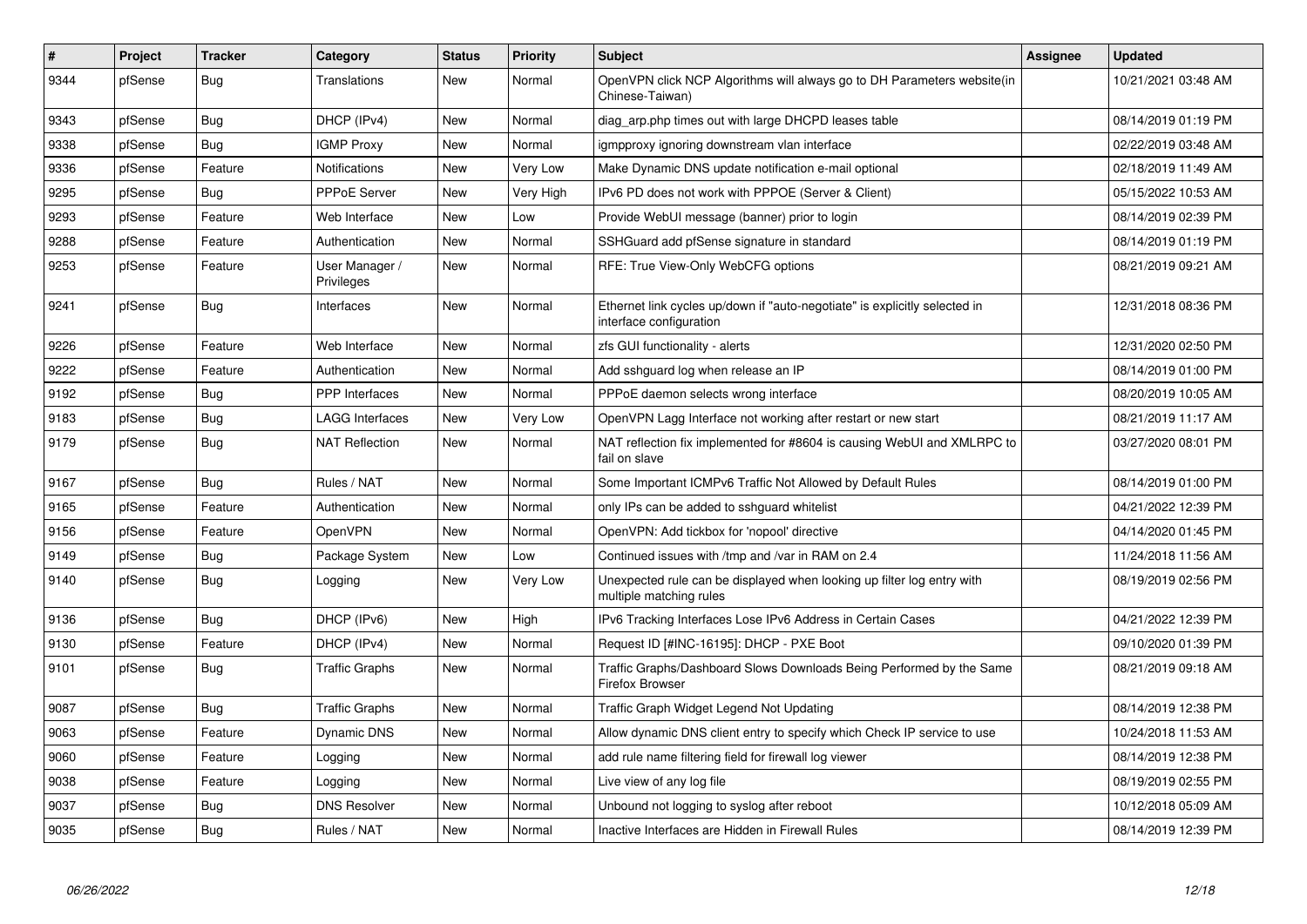| # | Project | Tracker | Category | Status | Priority | Subject | Assignee | Updated |
|---|---|---|---|---|---|---|---|---|
| 9344 | pfSense | Bug | Translations | New | Normal | OpenVPN click NCP Algorithms will always go to DH Parameters website(in Chinese-Taiwan) | | 10/21/2021 03:48 AM |
| 9343 | pfSense | Bug | DHCP (IPv4) | New | Normal | diag_arp.php times out with large DHCPD leases table | | 08/14/2019 01:19 PM |
| 9338 | pfSense | Bug | IGMP Proxy | New | Normal | igmpproxy ignoring downstream vlan interface | | 02/22/2019 03:48 AM |
| 9336 | pfSense | Feature | Notifications | New | Very Low | Make Dynamic DNS update notification e-mail optional | | 02/18/2019 11:49 AM |
| 9295 | pfSense | Bug | PPPoE Server | New | Very High | IPv6 PD does not work with PPPOE (Server & Client) | | 05/15/2022 10:53 AM |
| 9293 | pfSense | Feature | Web Interface | New | Low | Provide WebUI message (banner) prior to login | | 08/14/2019 02:39 PM |
| 9288 | pfSense | Feature | Authentication | New | Normal | SSHGuard add pfSense signature in standard | | 08/14/2019 01:19 PM |
| 9253 | pfSense | Feature | User Manager / Privileges | New | Normal | RFE: True View-Only WebCFG options | | 08/21/2019 09:21 AM |
| 9241 | pfSense | Bug | Interfaces | New | Normal | Ethernet link cycles up/down if "auto-negotiate" is explicitly selected in interface configuration | | 12/31/2018 08:36 PM |
| 9226 | pfSense | Feature | Web Interface | New | Normal | zfs GUI functionality - alerts | | 12/31/2020 02:50 PM |
| 9222 | pfSense | Feature | Authentication | New | Normal | Add sshguard log when release an IP | | 08/14/2019 01:00 PM |
| 9192 | pfSense | Bug | PPP Interfaces | New | Normal | PPPoE daemon selects wrong interface | | 08/20/2019 10:05 AM |
| 9183 | pfSense | Bug | LAGG Interfaces | New | Very Low | OpenVPN Lagg Interface not working after restart or new start | | 08/21/2019 11:17 AM |
| 9179 | pfSense | Bug | NAT Reflection | New | Normal | NAT reflection fix implemented for #8604 is causing WebUI and XMLRPC to fail on slave | | 03/27/2020 08:01 PM |
| 9167 | pfSense | Bug | Rules / NAT | New | Normal | Some Important ICMPv6 Traffic Not Allowed by Default Rules | | 08/14/2019 01:00 PM |
| 9165 | pfSense | Feature | Authentication | New | Normal | only IPs can be added to sshguard whitelist | | 04/21/2022 12:39 PM |
| 9156 | pfSense | Feature | OpenVPN | New | Normal | OpenVPN: Add tickbox for 'nopool' directive | | 04/14/2020 01:45 PM |
| 9149 | pfSense | Bug | Package System | New | Low | Continued issues with /tmp and /var in RAM on 2.4 | | 11/24/2018 11:56 AM |
| 9140 | pfSense | Bug | Logging | New | Very Low | Unexpected rule can be displayed when looking up filter log entry with multiple matching rules | | 08/19/2019 02:56 PM |
| 9136 | pfSense | Bug | DHCP (IPv6) | New | High | IPv6 Tracking Interfaces Lose IPv6 Address in Certain Cases | | 04/21/2022 12:39 PM |
| 9130 | pfSense | Feature | DHCP (IPv4) | New | Normal | Request ID [#INC-16195]: DHCP - PXE Boot | | 09/10/2020 01:39 PM |
| 9101 | pfSense | Bug | Traffic Graphs | New | Normal | Traffic Graphs/Dashboard Slows Downloads Being Performed by the Same Firefox Browser | | 08/21/2019 09:18 AM |
| 9087 | pfSense | Bug | Traffic Graphs | New | Normal | Traffic Graph Widget Legend Not Updating | | 08/14/2019 12:38 PM |
| 9063 | pfSense | Feature | Dynamic DNS | New | Normal | Allow dynamic DNS client entry to specify which Check IP service to use | | 10/24/2018 11:53 AM |
| 9060 | pfSense | Feature | Logging | New | Normal | add rule name filtering field for firewall log viewer | | 08/14/2019 12:38 PM |
| 9038 | pfSense | Feature | Logging | New | Normal | Live view of any log file | | 08/19/2019 02:55 PM |
| 9037 | pfSense | Bug | DNS Resolver | New | Normal | Unbound not logging to syslog after reboot | | 10/12/2018 05:09 AM |
| 9035 | pfSense | Bug | Rules / NAT | New | Normal | Inactive Interfaces are Hidden in Firewall Rules | | 08/14/2019 12:39 PM |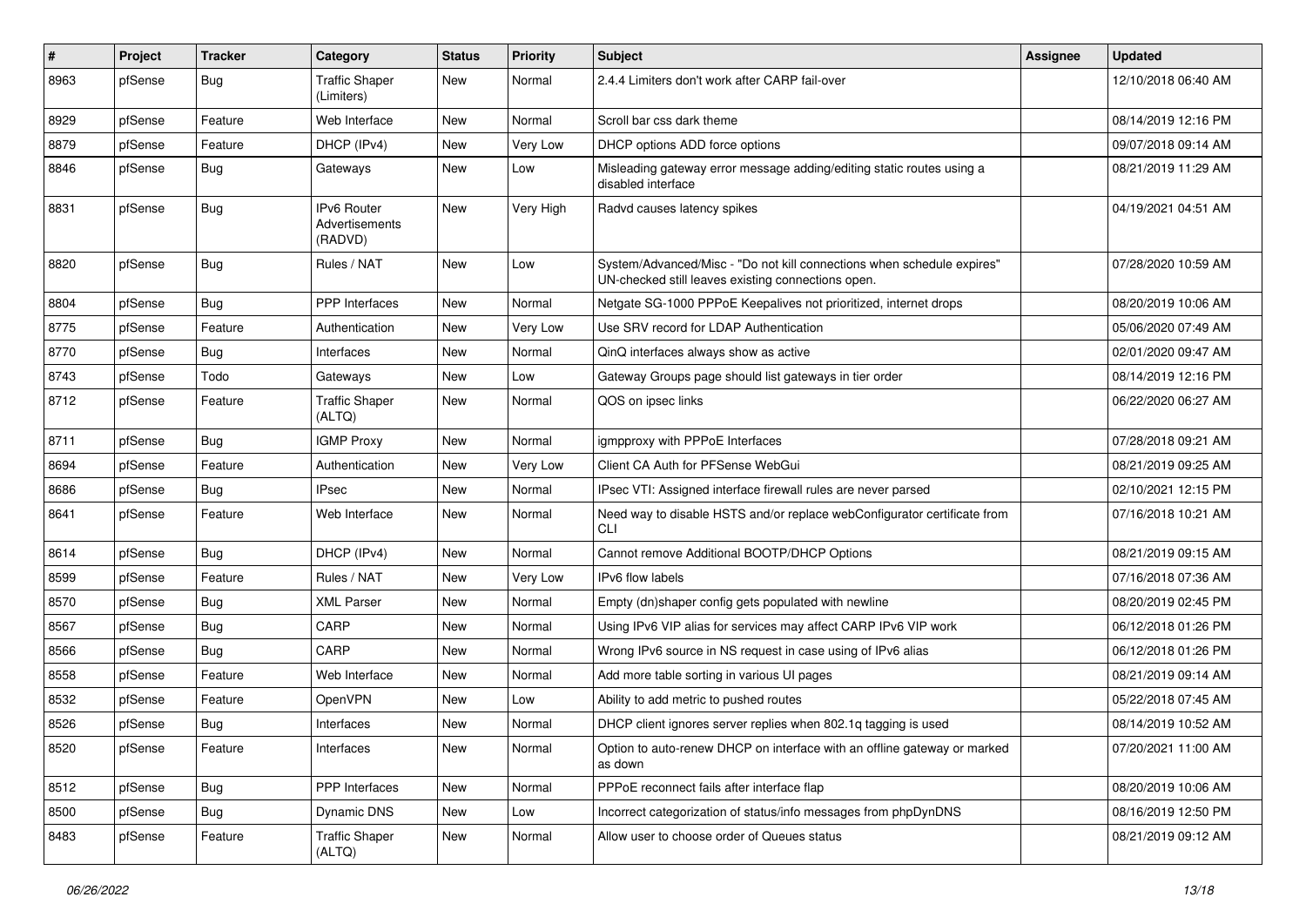| # | Project | Tracker | Category | Status | Priority | Subject | Assignee | Updated |
|---|---|---|---|---|---|---|---|---|
| 8963 | pfSense | Bug | Traffic Shaper (Limiters) | New | Normal | 2.4.4 Limiters don't work after CARP fail-over | | 12/10/2018 06:40 AM |
| 8929 | pfSense | Feature | Web Interface | New | Normal | Scroll bar css dark theme | | 08/14/2019 12:16 PM |
| 8879 | pfSense | Feature | DHCP (IPv4) | New | Very Low | DHCP options ADD force options | | 09/07/2018 09:14 AM |
| 8846 | pfSense | Bug | Gateways | New | Low | Misleading gateway error message adding/editing static routes using a disabled interface | | 08/21/2019 11:29 AM |
| 8831 | pfSense | Bug | IPv6 Router Advertisements (RADVD) | New | Very High | Radvd causes latency spikes | | 04/19/2021 04:51 AM |
| 8820 | pfSense | Bug | Rules / NAT | New | Low | System/Advanced/Misc - "Do not kill connections when schedule expires" UN-checked still leaves existing connections open. | | 07/28/2020 10:59 AM |
| 8804 | pfSense | Bug | PPP Interfaces | New | Normal | Netgate SG-1000 PPPoE Keepalives not prioritized, internet drops | | 08/20/2019 10:06 AM |
| 8775 | pfSense | Feature | Authentication | New | Very Low | Use SRV record for LDAP Authentication | | 05/06/2020 07:49 AM |
| 8770 | pfSense | Bug | Interfaces | New | Normal | QinQ interfaces always show as active | | 02/01/2020 09:47 AM |
| 8743 | pfSense | Todo | Gateways | New | Low | Gateway Groups page should list gateways in tier order | | 08/14/2019 12:16 PM |
| 8712 | pfSense | Feature | Traffic Shaper (ALTQ) | New | Normal | QOS on ipsec links | | 06/22/2020 06:27 AM |
| 8711 | pfSense | Bug | IGMP Proxy | New | Normal | igmpproxy with PPPoE Interfaces | | 07/28/2018 09:21 AM |
| 8694 | pfSense | Feature | Authentication | New | Very Low | Client CA Auth for PFSense WebGui | | 08/21/2019 09:25 AM |
| 8686 | pfSense | Bug | IPsec | New | Normal | IPsec VTI: Assigned interface firewall rules are never parsed | | 02/10/2021 12:15 PM |
| 8641 | pfSense | Feature | Web Interface | New | Normal | Need way to disable HSTS and/or replace webConfigurator certificate from CLI | | 07/16/2018 10:21 AM |
| 8614 | pfSense | Bug | DHCP (IPv4) | New | Normal | Cannot remove Additional BOOTP/DHCP Options | | 08/21/2019 09:15 AM |
| 8599 | pfSense | Feature | Rules / NAT | New | Very Low | IPv6 flow labels | | 07/16/2018 07:36 AM |
| 8570 | pfSense | Bug | XML Parser | New | Normal | Empty (dn)shaper config gets populated with newline | | 08/20/2019 02:45 PM |
| 8567 | pfSense | Bug | CARP | New | Normal | Using IPv6 VIP alias for services may affect CARP IPv6 VIP work | | 06/12/2018 01:26 PM |
| 8566 | pfSense | Bug | CARP | New | Normal | Wrong IPv6 source in NS request in case using of IPv6 alias | | 06/12/2018 01:26 PM |
| 8558 | pfSense | Feature | Web Interface | New | Normal | Add more table sorting in various UI pages | | 08/21/2019 09:14 AM |
| 8532 | pfSense | Feature | OpenVPN | New | Low | Ability to add metric to pushed routes | | 05/22/2018 07:45 AM |
| 8526 | pfSense | Bug | Interfaces | New | Normal | DHCP client ignores server replies when 802.1q tagging is used | | 08/14/2019 10:52 AM |
| 8520 | pfSense | Feature | Interfaces | New | Normal | Option to auto-renew DHCP on interface with an offline gateway or marked as down | | 07/20/2021 11:00 AM |
| 8512 | pfSense | Bug | PPP Interfaces | New | Normal | PPPoE reconnect fails after interface flap | | 08/20/2019 10:06 AM |
| 8500 | pfSense | Bug | Dynamic DNS | New | Low | Incorrect categorization of status/info messages from phpDynDNS | | 08/16/2019 12:50 PM |
| 8483 | pfSense | Feature | Traffic Shaper (ALTQ) | New | Normal | Allow user to choose order of Queues status | | 08/21/2019 09:12 AM |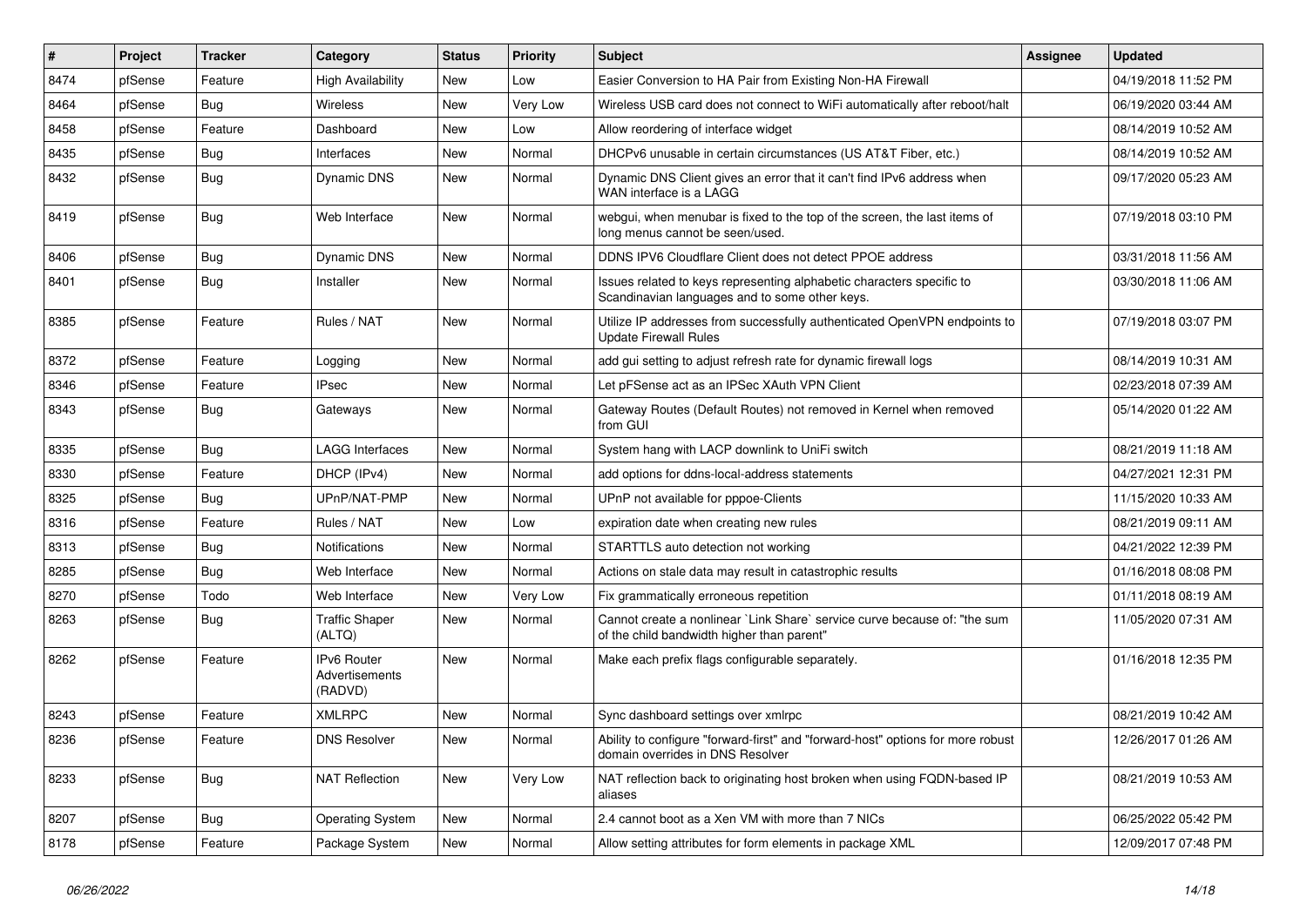| # | Project | Tracker | Category | Status | Priority | Subject | Assignee | Updated |
|---|---|---|---|---|---|---|---|---|
| 8474 | pfSense | Feature | High Availability | New | Low | Easier Conversion to HA Pair from Existing Non-HA Firewall | | 04/19/2018 11:52 PM |
| 8464 | pfSense | Bug | Wireless | New | Very Low | Wireless USB card does not connect to WiFi automatically after reboot/halt | | 06/19/2020 03:44 AM |
| 8458 | pfSense | Feature | Dashboard | New | Low | Allow reordering of interface widget | | 08/14/2019 10:52 AM |
| 8435 | pfSense | Bug | Interfaces | New | Normal | DHCPv6 unusable in certain circumstances (US AT&T Fiber, etc.) | | 08/14/2019 10:52 AM |
| 8432 | pfSense | Bug | Dynamic DNS | New | Normal | Dynamic DNS Client gives an error that it can't find IPv6 address when WAN interface is a LAGG | | 09/17/2020 05:23 AM |
| 8419 | pfSense | Bug | Web Interface | New | Normal | webgui, when menubar is fixed to the top of the screen, the last items of long menus cannot be seen/used. | | 07/19/2018 03:10 PM |
| 8406 | pfSense | Bug | Dynamic DNS | New | Normal | DDNS IPV6 Cloudflare Client does not detect PPOE address | | 03/31/2018 11:56 AM |
| 8401 | pfSense | Bug | Installer | New | Normal | Issues related to keys representing alphabetic characters specific to Scandinavian languages and to some other keys. | | 03/30/2018 11:06 AM |
| 8385 | pfSense | Feature | Rules / NAT | New | Normal | Utilize IP addresses from successfully authenticated OpenVPN endpoints to Update Firewall Rules | | 07/19/2018 03:07 PM |
| 8372 | pfSense | Feature | Logging | New | Normal | add gui setting to adjust refresh rate for dynamic firewall logs | | 08/14/2019 10:31 AM |
| 8346 | pfSense | Feature | IPsec | New | Normal | Let pFSense act as an IPSec XAuth VPN Client | | 02/23/2018 07:39 AM |
| 8343 | pfSense | Bug | Gateways | New | Normal | Gateway Routes (Default Routes) not removed in Kernel when removed from GUI | | 05/14/2020 01:22 AM |
| 8335 | pfSense | Bug | LAGG Interfaces | New | Normal | System hang with LACP downlink to UniFi switch | | 08/21/2019 11:18 AM |
| 8330 | pfSense | Feature | DHCP (IPv4) | New | Normal | add options for ddns-local-address statements | | 04/27/2021 12:31 PM |
| 8325 | pfSense | Bug | UPnP/NAT-PMP | New | Normal | UPnP not available for pppoe-Clients | | 11/15/2020 10:33 AM |
| 8316 | pfSense | Feature | Rules / NAT | New | Low | expiration date when creating new rules | | 08/21/2019 09:11 AM |
| 8313 | pfSense | Bug | Notifications | New | Normal | STARTTLS auto detection not working | | 04/21/2022 12:39 PM |
| 8285 | pfSense | Bug | Web Interface | New | Normal | Actions on stale data may result in catastrophic results | | 01/16/2018 08:08 PM |
| 8270 | pfSense | Todo | Web Interface | New | Very Low | Fix grammatically erroneous repetition | | 01/11/2018 08:19 AM |
| 8263 | pfSense | Bug | Traffic Shaper (ALTQ) | New | Normal | Cannot create a nonlinear `Link Share` service curve because of: "the sum of the child bandwidth higher than parent" | | 11/05/2020 07:31 AM |
| 8262 | pfSense | Feature | IPv6 Router Advertisements (RADVD) | New | Normal | Make each prefix flags configurable separately. | | 01/16/2018 12:35 PM |
| 8243 | pfSense | Feature | XMLRPC | New | Normal | Sync dashboard settings over xmlrpc | | 08/21/2019 10:42 AM |
| 8236 | pfSense | Feature | DNS Resolver | New | Normal | Ability to configure "forward-first" and "forward-host" options for more robust domain overrides in DNS Resolver | | 12/26/2017 01:26 AM |
| 8233 | pfSense | Bug | NAT Reflection | New | Very Low | NAT reflection back to originating host broken when using FQDN-based IP aliases | | 08/21/2019 10:53 AM |
| 8207 | pfSense | Bug | Operating System | New | Normal | 2.4 cannot boot as a Xen VM with more than 7 NICs | | 06/25/2022 05:42 PM |
| 8178 | pfSense | Feature | Package System | New | Normal | Allow setting attributes for form elements in package XML | | 12/09/2017 07:48 PM |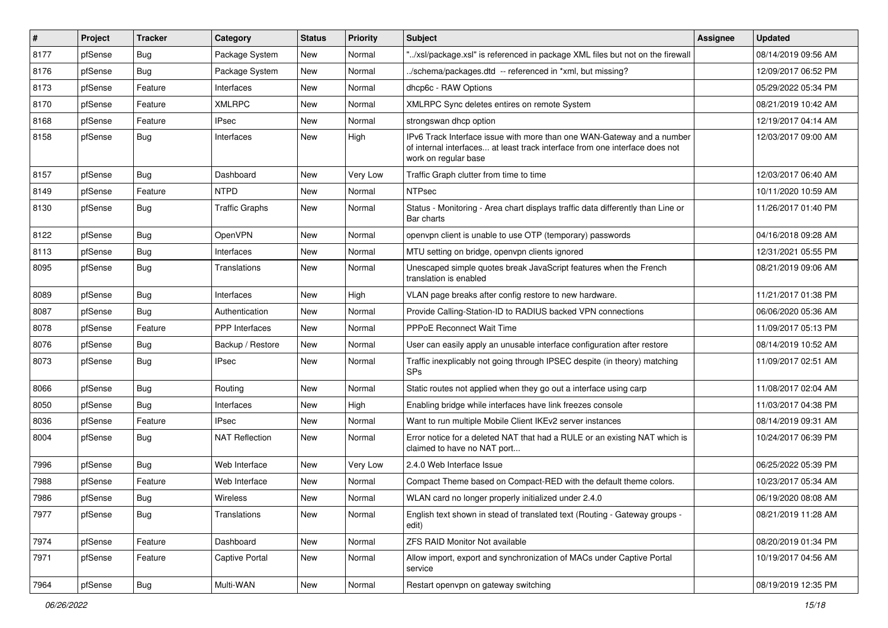| # | Project | Tracker | Category | Status | Priority | Subject | Assignee | Updated |
|---|---|---|---|---|---|---|---|---|
| 8177 | pfSense | Bug | Package System | New | Normal | "../xsl/package.xsl" is referenced in package XML files but not on the firewall | | 08/14/2019 09:56 AM |
| 8176 | pfSense | Bug | Package System | New | Normal | ../schema/packages.dtd -- referenced in *xml, but missing? | | 12/09/2017 06:52 PM |
| 8173 | pfSense | Feature | Interfaces | New | Normal | dhcp6c - RAW Options | | 05/29/2022 05:34 PM |
| 8170 | pfSense | Feature | XMLRPC | New | Normal | XMLRPC Sync deletes entires on remote System | | 08/21/2019 10:42 AM |
| 8168 | pfSense | Feature | IPsec | New | Normal | strongswan dhcp option | | 12/19/2017 04:14 AM |
| 8158 | pfSense | Bug | Interfaces | New | High | IPv6 Track Interface issue with more than one WAN-Gateway and a number of internal interfaces... at least track interface from one interface does not work on regular base | | 12/03/2017 09:00 AM |
| 8157 | pfSense | Bug | Dashboard | New | Very Low | Traffic Graph clutter from time to time | | 12/03/2017 06:40 AM |
| 8149 | pfSense | Feature | NTPD | New | Normal | NTPsec | | 10/11/2020 10:59 AM |
| 8130 | pfSense | Bug | Traffic Graphs | New | Normal | Status - Monitoring - Area chart displays traffic data differently than Line or Bar charts | | 11/26/2017 01:40 PM |
| 8122 | pfSense | Bug | OpenVPN | New | Normal | openvpn client is unable to use OTP (temporary) passwords | | 04/16/2018 09:28 AM |
| 8113 | pfSense | Bug | Interfaces | New | Normal | MTU setting on bridge, openvpn clients ignored | | 12/31/2021 05:55 PM |
| 8095 | pfSense | Bug | Translations | New | Normal | Unescaped simple quotes break JavaScript features when the French translation is enabled | | 08/21/2019 09:06 AM |
| 8089 | pfSense | Bug | Interfaces | New | High | VLAN page breaks after config restore to new hardware. | | 11/21/2017 01:38 PM |
| 8087 | pfSense | Bug | Authentication | New | Normal | Provide Calling-Station-ID to RADIUS backed VPN connections | | 06/06/2020 05:36 AM |
| 8078 | pfSense | Feature | PPP Interfaces | New | Normal | PPPoE Reconnect Wait Time | | 11/09/2017 05:13 PM |
| 8076 | pfSense | Bug | Backup / Restore | New | Normal | User can easily apply an unusable interface configuration after restore | | 08/14/2019 10:52 AM |
| 8073 | pfSense | Bug | IPsec | New | Normal | Traffic inexplicably not going through IPSEC despite (in theory) matching SPs | | 11/09/2017 02:51 AM |
| 8066 | pfSense | Bug | Routing | New | Normal | Static routes not applied when they go out a interface using carp | | 11/08/2017 02:04 AM |
| 8050 | pfSense | Bug | Interfaces | New | High | Enabling bridge while interfaces have link freezes console | | 11/03/2017 04:38 PM |
| 8036 | pfSense | Feature | IPsec | New | Normal | Want to run multiple Mobile Client IKEv2 server instances | | 08/14/2019 09:31 AM |
| 8004 | pfSense | Bug | NAT Reflection | New | Normal | Error notice for a deleted NAT that had a RULE or an existing NAT which is claimed to have no NAT port... | | 10/24/2017 06:39 PM |
| 7996 | pfSense | Bug | Web Interface | New | Very Low | 2.4.0 Web Interface Issue | | 06/25/2022 05:39 PM |
| 7988 | pfSense | Feature | Web Interface | New | Normal | Compact Theme based on Compact-RED with the default theme colors. | | 10/23/2017 05:34 AM |
| 7986 | pfSense | Bug | Wireless | New | Normal | WLAN card no longer properly initialized under 2.4.0 | | 06/19/2020 08:08 AM |
| 7977 | pfSense | Bug | Translations | New | Normal | English text shown in stead of translated text (Routing - Gateway groups - edit) | | 08/21/2019 11:28 AM |
| 7974 | pfSense | Feature | Dashboard | New | Normal | ZFS RAID Monitor Not available | | 08/20/2019 01:34 PM |
| 7971 | pfSense | Feature | Captive Portal | New | Normal | Allow import, export and synchronization of MACs under Captive Portal service | | 10/19/2017 04:56 AM |
| 7964 | pfSense | Bug | Multi-WAN | New | Normal | Restart openvpn on gateway switching | | 08/19/2019 12:35 PM |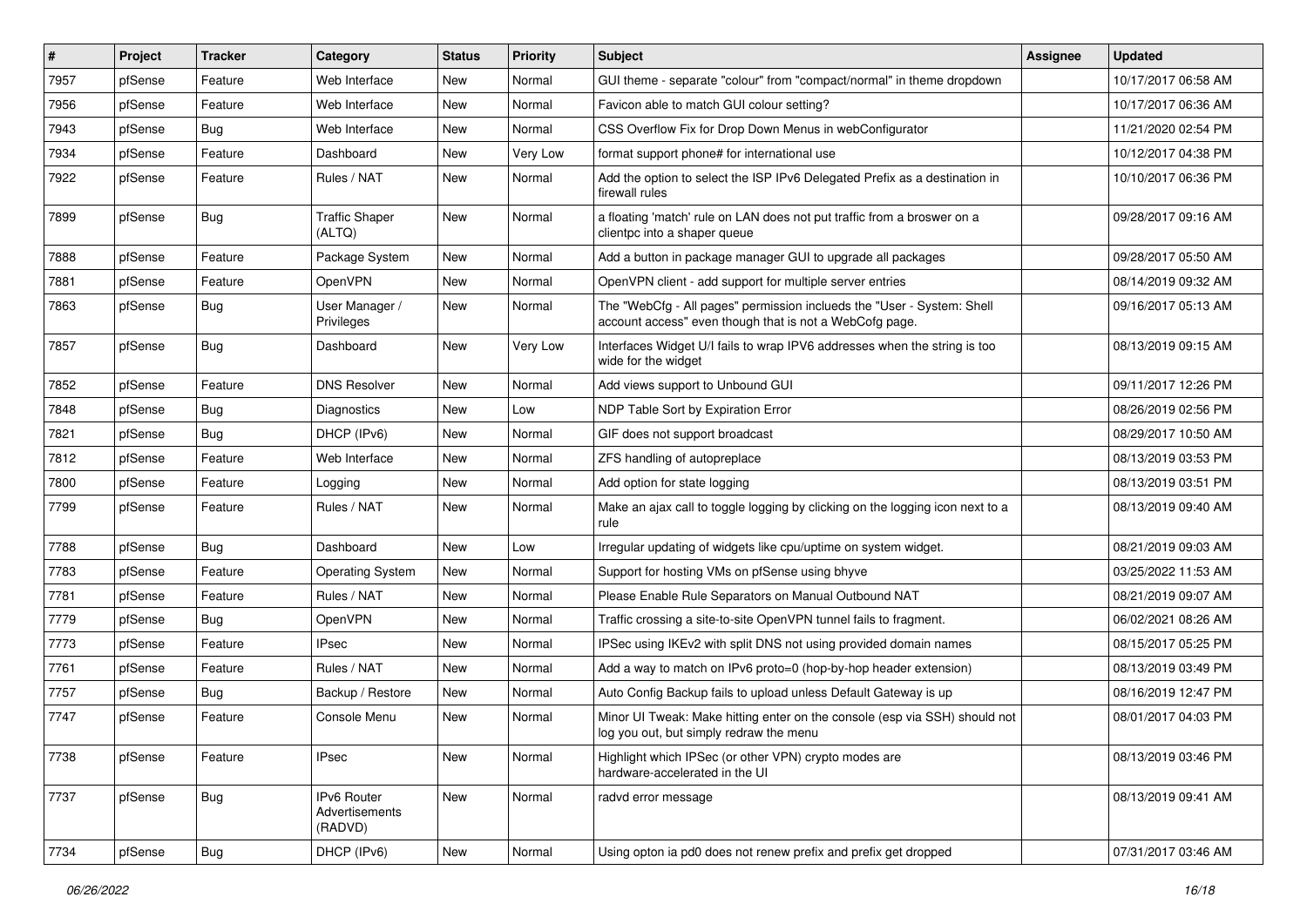| # | Project | Tracker | Category | Status | Priority | Subject | Assignee | Updated |
|---|---|---|---|---|---|---|---|---|
| 7957 | pfSense | Feature | Web Interface | New | Normal | GUI theme - separate "colour" from "compact/normal" in theme dropdown | | 10/17/2017 06:58 AM |
| 7956 | pfSense | Feature | Web Interface | New | Normal | Favicon able to match GUI colour setting? | | 10/17/2017 06:36 AM |
| 7943 | pfSense | Bug | Web Interface | New | Normal | CSS Overflow Fix for Drop Down Menus in webConfigurator | | 11/21/2020 02:54 PM |
| 7934 | pfSense | Feature | Dashboard | New | Very Low | format support phone# for international use | | 10/12/2017 04:38 PM |
| 7922 | pfSense | Feature | Rules / NAT | New | Normal | Add the option to select the ISP IPv6 Delegated Prefix as a destination in firewall rules | | 10/10/2017 06:36 PM |
| 7899 | pfSense | Bug | Traffic Shaper (ALTQ) | New | Normal | a floating 'match' rule on LAN does not put traffic from a broswer on a clientpc into a shaper queue | | 09/28/2017 09:16 AM |
| 7888 | pfSense | Feature | Package System | New | Normal | Add a button in package manager GUI to upgrade all packages | | 09/28/2017 05:50 AM |
| 7881 | pfSense | Feature | OpenVPN | New | Normal | OpenVPN client - add support for multiple server entries | | 08/14/2019 09:32 AM |
| 7863 | pfSense | Bug | User Manager / Privileges | New | Normal | The "WebCfg - All pages" permission inclueds the "User - System: Shell account access" even though that is not a WebCofg page. | | 09/16/2017 05:13 AM |
| 7857 | pfSense | Bug | Dashboard | New | Very Low | Interfaces Widget U/I fails to wrap IPV6 addresses when the string is too wide for the widget | | 08/13/2019 09:15 AM |
| 7852 | pfSense | Feature | DNS Resolver | New | Normal | Add views support to Unbound GUI | | 09/11/2017 12:26 PM |
| 7848 | pfSense | Bug | Diagnostics | New | Low | NDP Table Sort by Expiration Error | | 08/26/2019 02:56 PM |
| 7821 | pfSense | Bug | DHCP (IPv6) | New | Normal | GIF does not support broadcast | | 08/29/2017 10:50 AM |
| 7812 | pfSense | Feature | Web Interface | New | Normal | ZFS handling of autopreplace | | 08/13/2019 03:53 PM |
| 7800 | pfSense | Feature | Logging | New | Normal | Add option for state logging | | 08/13/2019 03:51 PM |
| 7799 | pfSense | Feature | Rules / NAT | New | Normal | Make an ajax call to toggle logging by clicking on the logging icon next to a rule | | 08/13/2019 09:40 AM |
| 7788 | pfSense | Bug | Dashboard | New | Low | Irregular updating of widgets like cpu/uptime on system widget. | | 08/21/2019 09:03 AM |
| 7783 | pfSense | Feature | Operating System | New | Normal | Support for hosting VMs on pfSense using bhyve | | 03/25/2022 11:53 AM |
| 7781 | pfSense | Feature | Rules / NAT | New | Normal | Please Enable Rule Separators on Manual Outbound NAT | | 08/21/2019 09:07 AM |
| 7779 | pfSense | Bug | OpenVPN | New | Normal | Traffic crossing a site-to-site OpenVPN tunnel fails to fragment. | | 06/02/2021 08:26 AM |
| 7773 | pfSense | Feature | IPsec | New | Normal | IPSec using IKEv2 with split DNS not using provided domain names | | 08/15/2017 05:25 PM |
| 7761 | pfSense | Feature | Rules / NAT | New | Normal | Add a way to match on IPv6 proto=0 (hop-by-hop header extension) | | 08/13/2019 03:49 PM |
| 7757 | pfSense | Bug | Backup / Restore | New | Normal | Auto Config Backup fails to upload unless Default Gateway is up | | 08/16/2019 12:47 PM |
| 7747 | pfSense | Feature | Console Menu | New | Normal | Minor UI Tweak: Make hitting enter on the console (esp via SSH) should not log you out, but simply redraw the menu | | 08/01/2017 04:03 PM |
| 7738 | pfSense | Feature | IPsec | New | Normal | Highlight which IPSec (or other VPN) crypto modes are hardware-accelerated in the UI | | 08/13/2019 03:46 PM |
| 7737 | pfSense | Bug | IPv6 Router Advertisements (RADVD) | New | Normal | radvd error message | | 08/13/2019 09:41 AM |
| 7734 | pfSense | Bug | DHCP (IPv6) | New | Normal | Using opton ia pd0 does not renew prefix and prefix get dropped | | 07/31/2017 03:46 AM |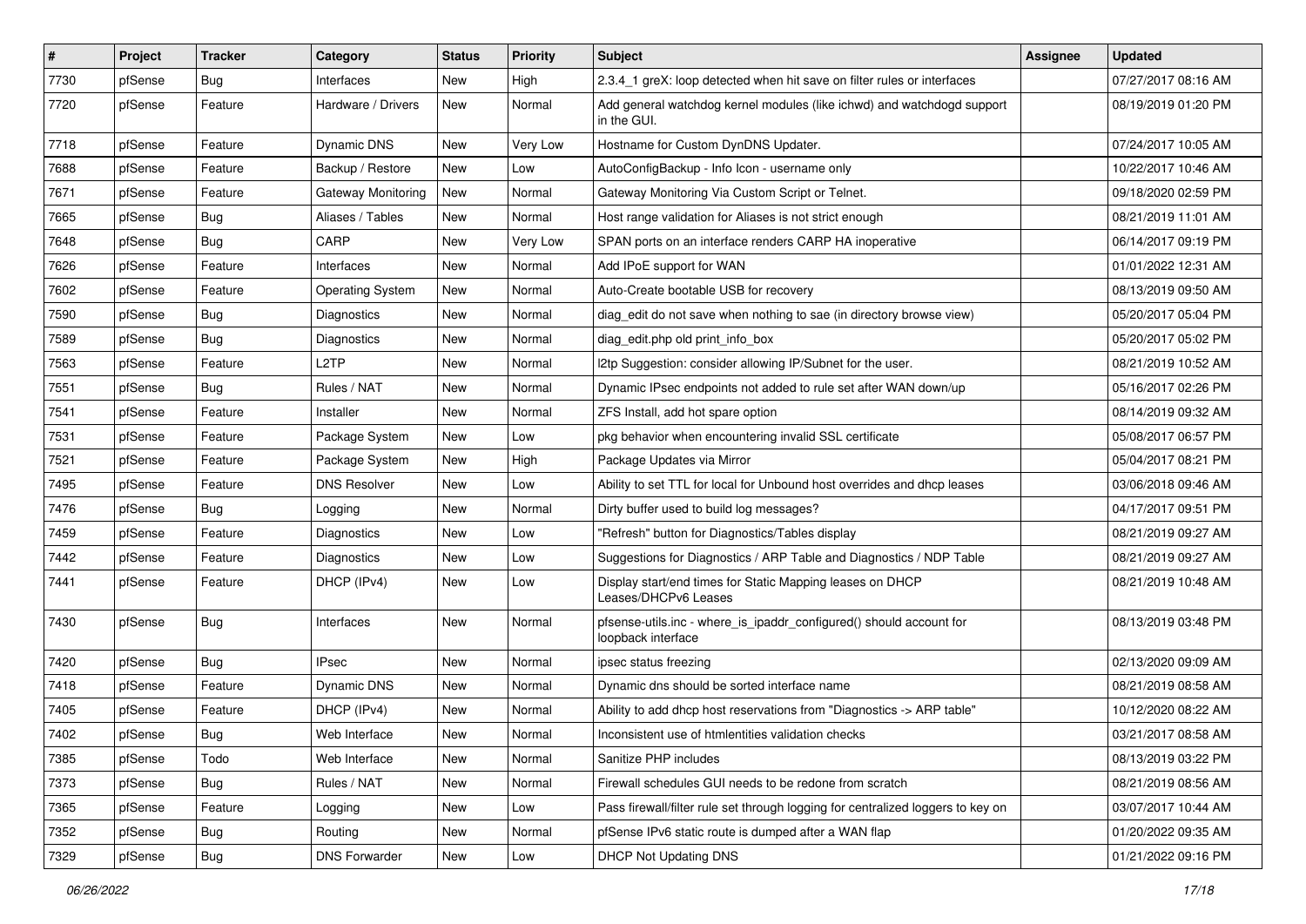| # | Project | Tracker | Category | Status | Priority | Subject | Assignee | Updated |
|---|---|---|---|---|---|---|---|---|
| 7730 | pfSense | Bug | Interfaces | New | High | 2.3.4_1 greX: loop detected when hit save on filter rules or interfaces | | 07/27/2017 08:16 AM |
| 7720 | pfSense | Feature | Hardware / Drivers | New | Normal | Add general watchdog kernel modules (like ichwd) and watchdogd support in the GUI. | | 08/19/2019 01:20 PM |
| 7718 | pfSense | Feature | Dynamic DNS | New | Very Low | Hostname for Custom DynDNS Updater. | | 07/24/2017 10:05 AM |
| 7688 | pfSense | Feature | Backup / Restore | New | Low | AutoConfigBackup - Info Icon - username only | | 10/22/2017 10:46 AM |
| 7671 | pfSense | Feature | Gateway Monitoring | New | Normal | Gateway Monitoring Via Custom Script or Telnet. | | 09/18/2020 02:59 PM |
| 7665 | pfSense | Bug | Aliases / Tables | New | Normal | Host range validation for Aliases is not strict enough | | 08/21/2019 11:01 AM |
| 7648 | pfSense | Bug | CARP | New | Very Low | SPAN ports on an interface renders CARP HA inoperative | | 06/14/2017 09:19 PM |
| 7626 | pfSense | Feature | Interfaces | New | Normal | Add IPoE support for WAN | | 01/01/2022 12:31 AM |
| 7602 | pfSense | Feature | Operating System | New | Normal | Auto-Create bootable USB for recovery | | 08/13/2019 09:50 AM |
| 7590 | pfSense | Bug | Diagnostics | New | Normal | diag_edit do not save when nothing to sae (in directory browse view) | | 05/20/2017 05:04 PM |
| 7589 | pfSense | Bug | Diagnostics | New | Normal | diag_edit.php old print_info_box | | 05/20/2017 05:02 PM |
| 7563 | pfSense | Feature | L2TP | New | Normal | l2tp Suggestion: consider allowing IP/Subnet for the user. | | 08/21/2019 10:52 AM |
| 7551 | pfSense | Bug | Rules / NAT | New | Normal | Dynamic IPsec endpoints not added to rule set after WAN down/up | | 05/16/2017 02:26 PM |
| 7541 | pfSense | Feature | Installer | New | Normal | ZFS Install, add hot spare option | | 08/14/2019 09:32 AM |
| 7531 | pfSense | Feature | Package System | New | Low | pkg behavior when encountering invalid SSL certificate | | 05/08/2017 06:57 PM |
| 7521 | pfSense | Feature | Package System | New | High | Package Updates via Mirror | | 05/04/2017 08:21 PM |
| 7495 | pfSense | Feature | DNS Resolver | New | Low | Ability to set TTL for local for Unbound host overrides and dhcp leases | | 03/06/2018 09:46 AM |
| 7476 | pfSense | Bug | Logging | New | Normal | Dirty buffer used to build log messages? | | 04/17/2017 09:51 PM |
| 7459 | pfSense | Feature | Diagnostics | New | Low | "Refresh" button for Diagnostics/Tables display | | 08/21/2019 09:27 AM |
| 7442 | pfSense | Feature | Diagnostics | New | Low | Suggestions for Diagnostics / ARP Table and Diagnostics / NDP Table | | 08/21/2019 09:27 AM |
| 7441 | pfSense | Feature | DHCP (IPv4) | New | Low | Display start/end times for Static Mapping leases on DHCP Leases/DHCPv6 Leases | | 08/21/2019 10:48 AM |
| 7430 | pfSense | Bug | Interfaces | New | Normal | pfsense-utils.inc - where_is_ipaddr_configured() should account for loopback interface | | 08/13/2019 03:48 PM |
| 7420 | pfSense | Bug | IPsec | New | Normal | ipsec status freezing | | 02/13/2020 09:09 AM |
| 7418 | pfSense | Feature | Dynamic DNS | New | Normal | Dynamic dns should be sorted interface name | | 08/21/2019 08:58 AM |
| 7405 | pfSense | Feature | DHCP (IPv4) | New | Normal | Ability to add dhcp host reservations from "Diagnostics -> ARP table" | | 10/12/2020 08:22 AM |
| 7402 | pfSense | Bug | Web Interface | New | Normal | Inconsistent use of htmlentities validation checks | | 03/21/2017 08:58 AM |
| 7385 | pfSense | Todo | Web Interface | New | Normal | Sanitize PHP includes | | 08/13/2019 03:22 PM |
| 7373 | pfSense | Bug | Rules / NAT | New | Normal | Firewall schedules GUI needs to be redone from scratch | | 08/21/2019 08:56 AM |
| 7365 | pfSense | Feature | Logging | New | Low | Pass firewall/filter rule set through logging for centralized loggers to key on | | 03/07/2017 10:44 AM |
| 7352 | pfSense | Bug | Routing | New | Normal | pfSense IPv6 static route is dumped after a WAN flap | | 01/20/2022 09:35 AM |
| 7329 | pfSense | Bug | DNS Forwarder | New | Low | DHCP Not Updating DNS | | 01/21/2022 09:16 PM |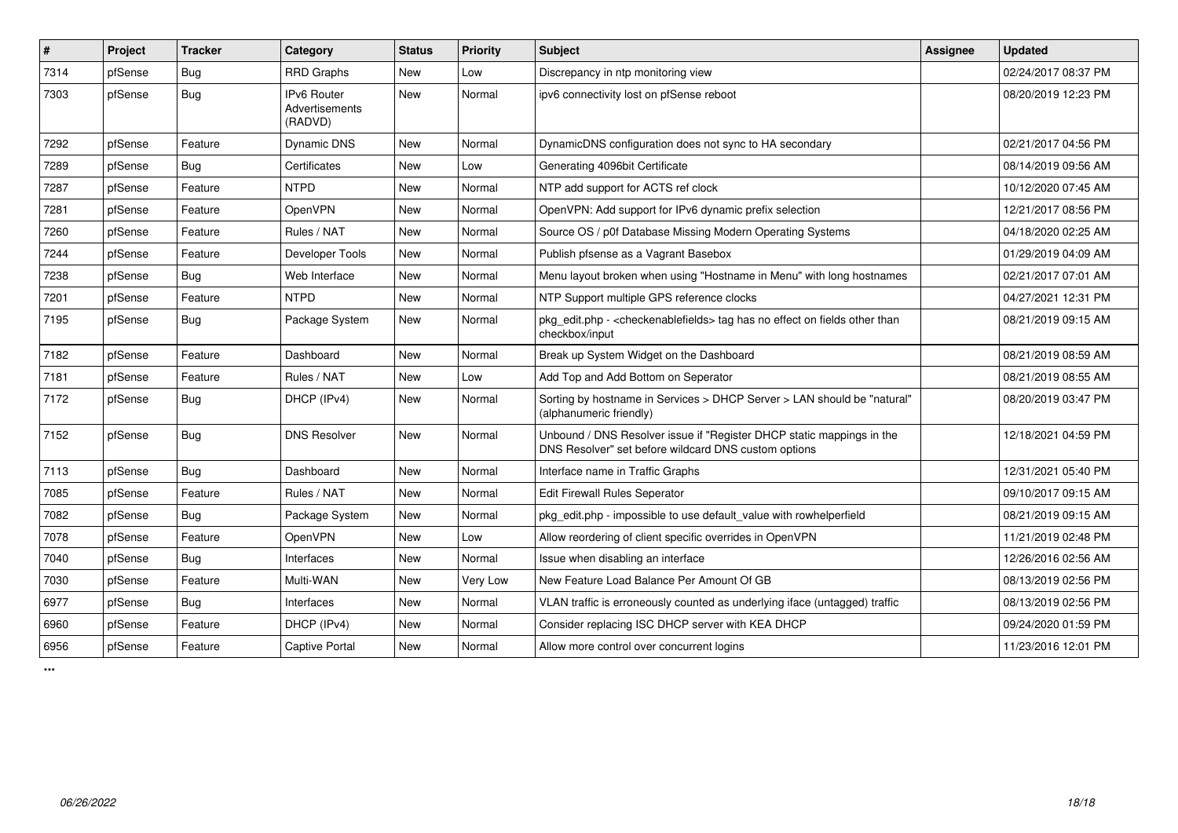| # | Project | Tracker | Category | Status | Priority | Subject | Assignee | Updated |
|---|---|---|---|---|---|---|---|---|
| 7314 | pfSense | Bug | RRD Graphs | New | Low | Discrepancy in ntp monitoring view | | 02/24/2017 08:37 PM |
| 7303 | pfSense | Bug | IPv6 Router Advertisements (RADVD) | New | Normal | ipv6 connectivity lost on pfSense reboot | | 08/20/2019 12:23 PM |
| 7292 | pfSense | Feature | Dynamic DNS | New | Normal | DynamicDNS configuration does not sync to HA secondary | | 02/21/2017 04:56 PM |
| 7289 | pfSense | Bug | Certificates | New | Low | Generating 4096bit Certificate | | 08/14/2019 09:56 AM |
| 7287 | pfSense | Feature | NTPD | New | Normal | NTP add support for ACTS ref clock | | 10/12/2020 07:45 AM |
| 7281 | pfSense | Feature | OpenVPN | New | Normal | OpenVPN: Add support for IPv6 dynamic prefix selection | | 12/21/2017 08:56 PM |
| 7260 | pfSense | Feature | Rules / NAT | New | Normal | Source OS / p0f Database Missing Modern Operating Systems | | 04/18/2020 02:25 AM |
| 7244 | pfSense | Feature | Developer Tools | New | Normal | Publish pfsense as a Vagrant Basebox | | 01/29/2019 04:09 AM |
| 7238 | pfSense | Bug | Web Interface | New | Normal | Menu layout broken when using "Hostname in Menu" with long hostnames | | 02/21/2017 07:01 AM |
| 7201 | pfSense | Feature | NTPD | New | Normal | NTP Support multiple GPS reference clocks | | 04/27/2021 12:31 PM |
| 7195 | pfSense | Bug | Package System | New | Normal | pkg_edit.php - <checkenablefields> tag has no effect on fields other than checkbox/input | | 08/21/2019 09:15 AM |
| 7182 | pfSense | Feature | Dashboard | New | Normal | Break up System Widget on the Dashboard | | 08/21/2019 08:59 AM |
| 7181 | pfSense | Feature | Rules / NAT | New | Low | Add Top and Add Bottom on Seperator | | 08/21/2019 08:55 AM |
| 7172 | pfSense | Bug | DHCP (IPv4) | New | Normal | Sorting by hostname in Services > DHCP Server > LAN should be "natural" (alphanumeric friendly) | | 08/20/2019 03:47 PM |
| 7152 | pfSense | Bug | DNS Resolver | New | Normal | Unbound / DNS Resolver issue if "Register DHCP static mappings in the DNS Resolver" set before wildcard DNS custom options | | 12/18/2021 04:59 PM |
| 7113 | pfSense | Bug | Dashboard | New | Normal | Interface name in Traffic Graphs | | 12/31/2021 05:40 PM |
| 7085 | pfSense | Feature | Rules / NAT | New | Normal | Edit Firewall Rules Seperator | | 09/10/2017 09:15 AM |
| 7082 | pfSense | Bug | Package System | New | Normal | pkg_edit.php - impossible to use default_value with rowhelperfield | | 08/21/2019 09:15 AM |
| 7078 | pfSense | Feature | OpenVPN | New | Low | Allow reordering of client specific overrides in OpenVPN | | 11/21/2019 02:48 PM |
| 7040 | pfSense | Bug | Interfaces | New | Normal | Issue when disabling an interface | | 12/26/2016 02:56 AM |
| 7030 | pfSense | Feature | Multi-WAN | New | Very Low | New Feature Load Balance Per Amount Of GB | | 08/13/2019 02:56 PM |
| 6977 | pfSense | Bug | Interfaces | New | Normal | VLAN traffic is erroneously counted as underlying iface (untagged) traffic | | 08/13/2019 02:56 PM |
| 6960 | pfSense | Feature | DHCP (IPv4) | New | Normal | Consider replacing ISC DHCP server with KEA DHCP | | 09/24/2020 01:59 PM |
| 6956 | pfSense | Feature | Captive Portal | New | Normal | Allow more control over concurrent logins | | 11/23/2016 12:01 PM |

...